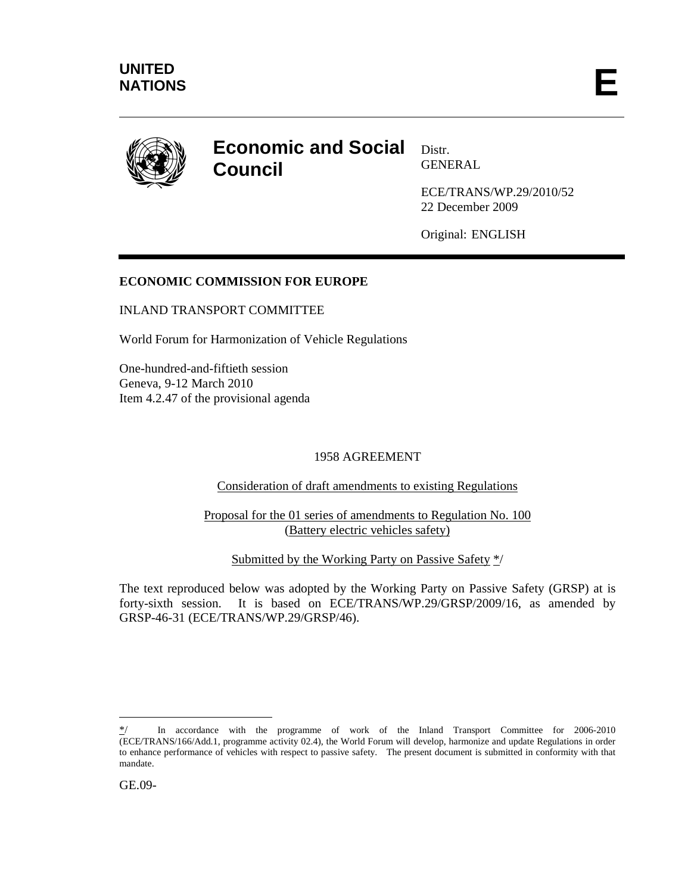**UNITED NATIONS** **E**

# Economic and Social Council

Distr.
GENERAL

ECE/TRANS/WP.29/2010/52
22 December 2009

Original: ENGLISH

---

**ECONOMIC COMMISSION FOR EUROPE**

INLAND TRANSPORT COMMITTEE

World Forum for Harmonization of Vehicle Regulations

One-hundred-and-fiftieth session
Geneva, 9-12 March 2010
Item 4.2.47 of the provisional agenda

1958 AGREEMENT

Consideration of draft amendments to existing Regulations

Proposal for the 01 series of amendments to Regulation No. 100
(Battery electric vehicles safety)

Submitted by the Working Party on Passive Safety */

The text reproduced below was adopted by the Working Party on Passive Safety (GRSP) at is forty-sixth session. It is based on ECE/TRANS/WP.29/GRSP/2009/16, as amended by GRSP-46-31 (ECE/TRANS/WP.29/GRSP/46).

---

*/ In accordance with the programme of work of the Inland Transport Committee for 2006-2010 (ECE/TRANS/166/Add.1, programme activity 02.4), the World Forum will develop, harmonize and update Regulations in order to enhance performance of vehicles with respect to passive safety. The present document is submitted in conformity with that mandate.

GE.09-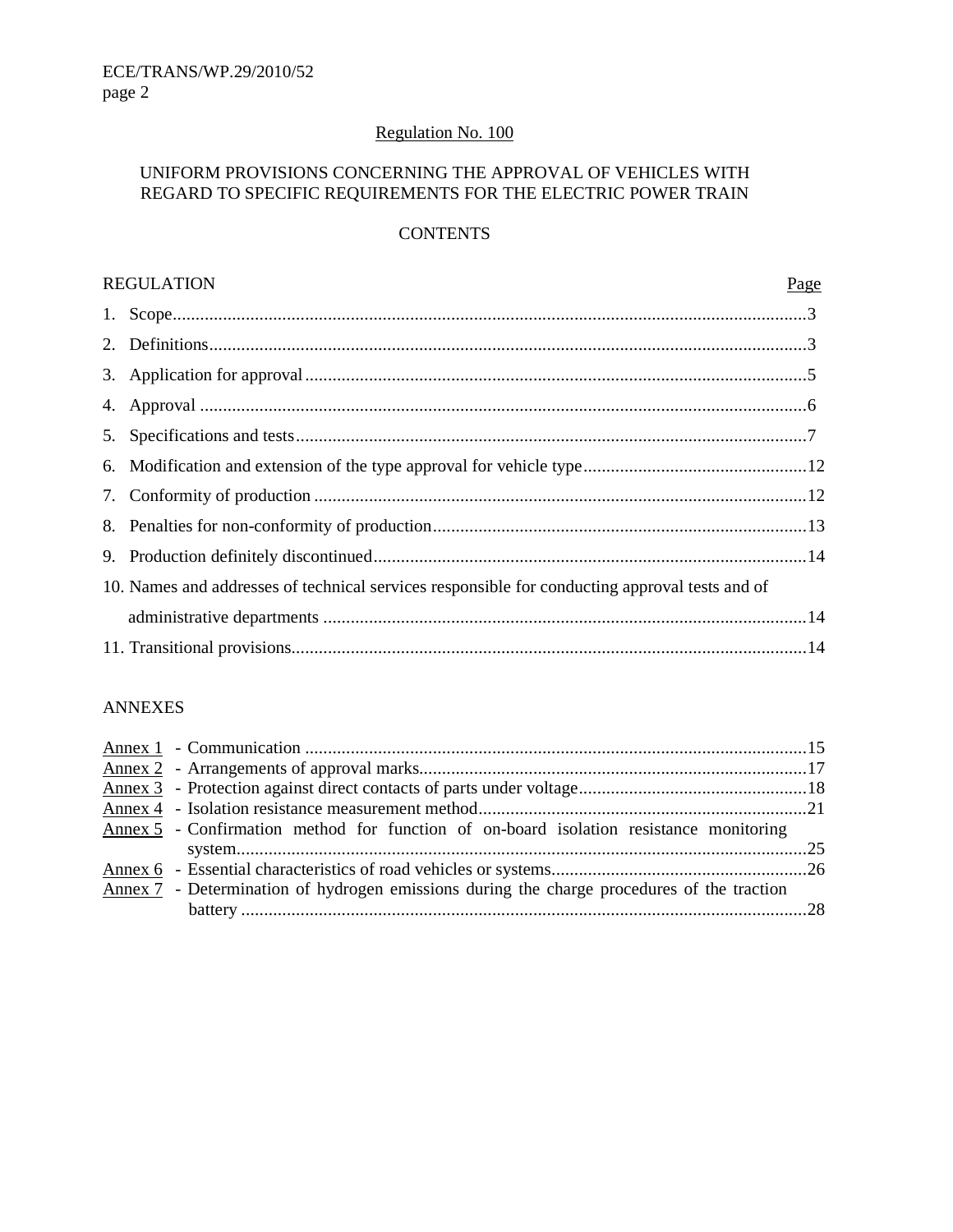Regulation No. 100

UNIFORM PROVISIONS CONCERNING THE APPROVAL OF VEHICLES WITH REGARD TO SPECIFIC REQUIREMENTS FOR THE ELECTRIC POWER TRAIN

CONTENTS

| REGULATION | Page |
|---|---|
| 1. Scope | 3 |
| 2. Definitions | 3 |
| 3. Application for approval | 5 |
| 4. Approval | 6 |
| 5. Specifications and tests | 7 |
| 6. Modification and extension of the type approval for vehicle type | 12 |
| 7. Conformity of production | 12 |
| 8. Penalties for non-conformity of production | 13 |
| 9. Production definitely discontinued | 14 |
| 10. Names and addresses of technical services responsible for conducting approval tests and of administrative departments | 14 |
| 11. Transitional provisions | 14 |

ANNEXES

| Annex | Title | Page |
|---|---|---|
| Annex 1 | Communication | 15 |
| Annex 2 | Arrangements of approval marks | 17 |
| Annex 3 | Protection against direct contacts of parts under voltage | 18 |
| Annex 4 | Isolation resistance measurement method | 21 |
| Annex 5 | Confirmation method for function of on-board isolation resistance monitoring system | 25 |
| Annex 6 | Essential characteristics of road vehicles or systems | 26 |
| Annex 7 | Determination of hydrogen emissions during the charge procedures of the traction battery | 28 |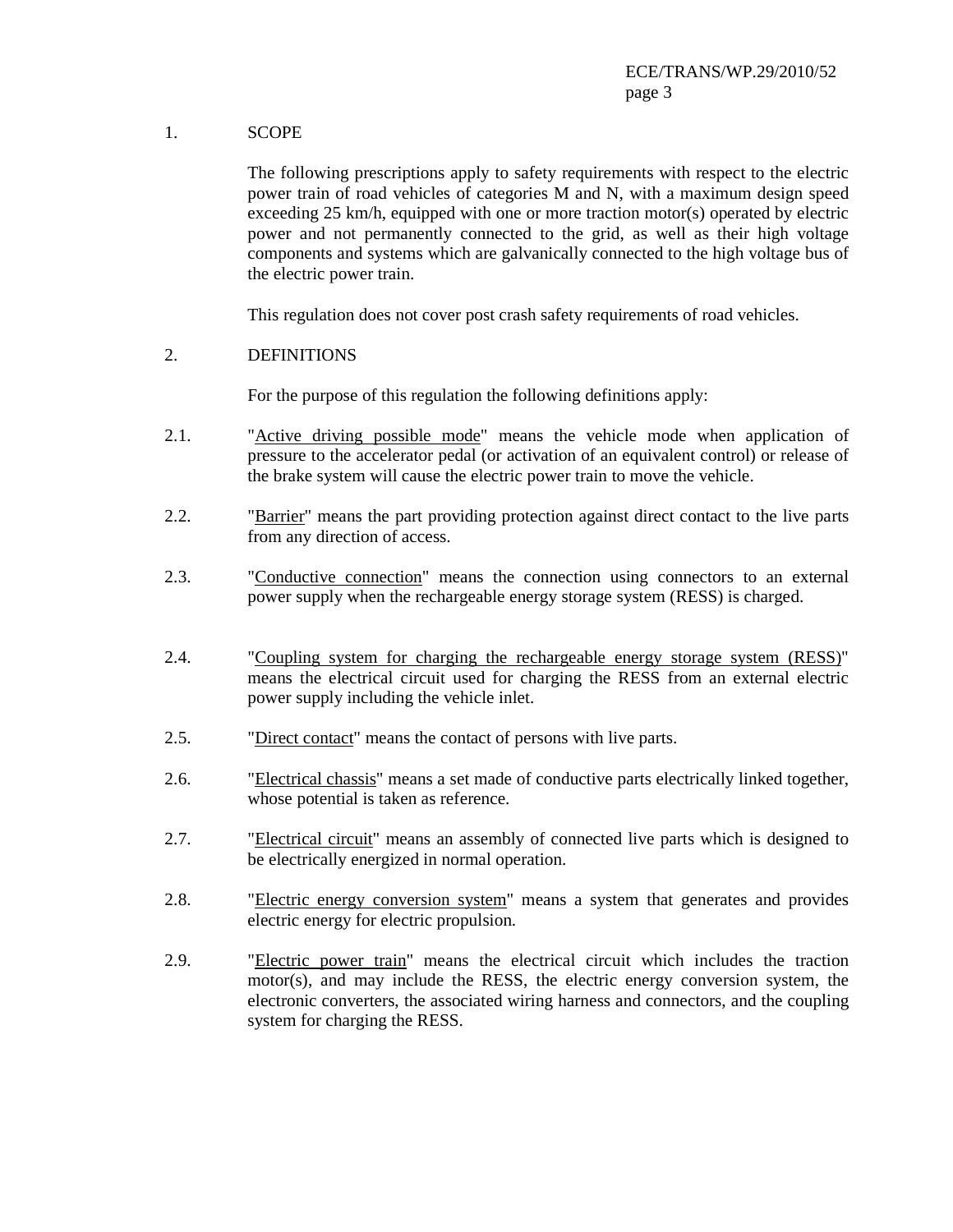1. SCOPE

The following prescriptions apply to safety requirements with respect to the electric power train of road vehicles of categories M and N, with a maximum design speed exceeding 25 km/h, equipped with one or more traction motor(s) operated by electric power and not permanently connected to the grid, as well as their high voltage components and systems which are galvanically connected to the high voltage bus of the electric power train.

This regulation does not cover post crash safety requirements of road vehicles.

2. DEFINITIONS

For the purpose of this regulation the following definitions apply:

2.1. "Active driving possible mode" means the vehicle mode when application of pressure to the accelerator pedal (or activation of an equivalent control) or release of the brake system will cause the electric power train to move the vehicle.

2.2. "Barrier" means the part providing protection against direct contact to the live parts from any direction of access.

2.3. "Conductive connection" means the connection using connectors to an external power supply when the rechargeable energy storage system (RESS) is charged.

2.4. "Coupling system for charging the rechargeable energy storage system (RESS)" means the electrical circuit used for charging the RESS from an external electric power supply including the vehicle inlet.

2.5. "Direct contact" means the contact of persons with live parts.

2.6. "Electrical chassis" means a set made of conductive parts electrically linked together, whose potential is taken as reference.

2.7. "Electrical circuit" means an assembly of connected live parts which is designed to be electrically energized in normal operation.

2.8. "Electric energy conversion system" means a system that generates and provides electric energy for electric propulsion.

2.9. "Electric power train" means the electrical circuit which includes the traction motor(s), and may include the RESS, the electric energy conversion system, the electronic converters, the associated wiring harness and connectors, and the coupling system for charging the RESS.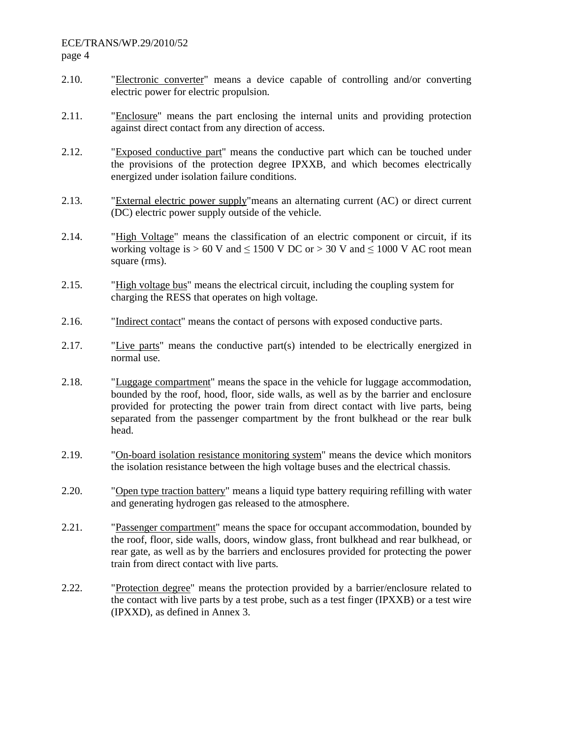2.10. "Electronic converter" means a device capable of controlling and/or converting electric power for electric propulsion.

2.11. "Enclosure" means the part enclosing the internal units and providing protection against direct contact from any direction of access.

2.12. "Exposed conductive part" means the conductive part which can be touched under the provisions of the protection degree IPXXB, and which becomes electrically energized under isolation failure conditions.

2.13. "External electric power supply"means an alternating current (AC) or direct current (DC) electric power supply outside of the vehicle.

2.14. "High Voltage" means the classification of an electric component or circuit, if its working voltage is > 60 V and ≤ 1500 V DC or > 30 V and ≤ 1000 V AC root mean square (rms).

2.15. "High voltage bus" means the electrical circuit, including the coupling system for charging the RESS that operates on high voltage.

2.16. "Indirect contact" means the contact of persons with exposed conductive parts.

2.17. "Live parts" means the conductive part(s) intended to be electrically energized in normal use.

2.18. "Luggage compartment" means the space in the vehicle for luggage accommodation, bounded by the roof, hood, floor, side walls, as well as by the barrier and enclosure provided for protecting the power train from direct contact with live parts, being separated from the passenger compartment by the front bulkhead or the rear bulk head.

2.19. "On-board isolation resistance monitoring system" means the device which monitors the isolation resistance between the high voltage buses and the electrical chassis.

2.20. "Open type traction battery" means a liquid type battery requiring refilling with water and generating hydrogen gas released to the atmosphere.

2.21. "Passenger compartment" means the space for occupant accommodation, bounded by the roof, floor, side walls, doors, window glass, front bulkhead and rear bulkhead, or rear gate, as well as by the barriers and enclosures provided for protecting the power train from direct contact with live parts.

2.22. "Protection degree" means the protection provided by a barrier/enclosure related to the contact with live parts by a test probe, such as a test finger (IPXXB) or a test wire (IPXXD), as defined in Annex 3.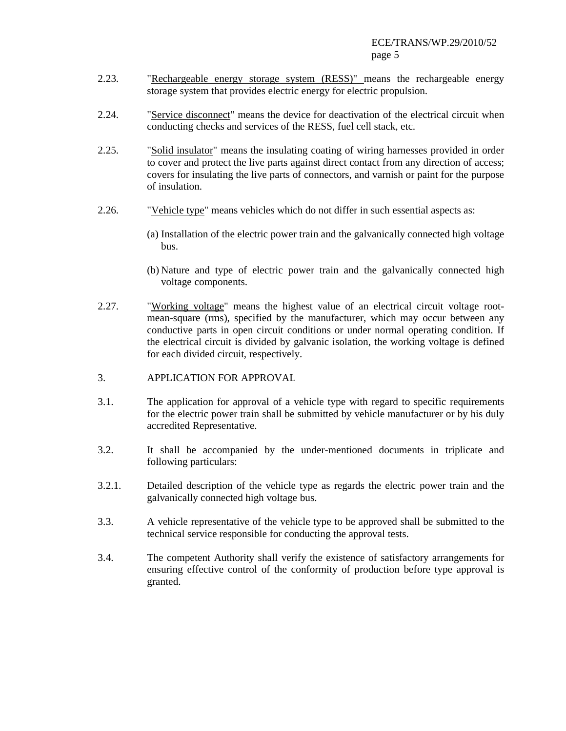2.23. "Rechargeable energy storage system (RESS)" means the rechargeable energy storage system that provides electric energy for electric propulsion.

2.24. "Service disconnect" means the device for deactivation of the electrical circuit when conducting checks and services of the RESS, fuel cell stack, etc.

2.25. "Solid insulator" means the insulating coating of wiring harnesses provided in order to cover and protect the live parts against direct contact from any direction of access; covers for insulating the live parts of connectors, and varnish or paint for the purpose of insulation.

2.26. "Vehicle type" means vehicles which do not differ in such essential aspects as:

(a) Installation of the electric power train and the galvanically connected high voltage bus.

(b) Nature and type of electric power train and the galvanically connected high voltage components.

2.27. "Working voltage" means the highest value of an electrical circuit voltage root-mean-square (rms), specified by the manufacturer, which may occur between any conductive parts in open circuit conditions or under normal operating condition. If the electrical circuit is divided by galvanic isolation, the working voltage is defined for each divided circuit, respectively.

## 3. APPLICATION FOR APPROVAL

3.1. The application for approval of a vehicle type with regard to specific requirements for the electric power train shall be submitted by vehicle manufacturer or by his duly accredited Representative.

3.2. It shall be accompanied by the under-mentioned documents in triplicate and following particulars:

3.2.1. Detailed description of the vehicle type as regards the electric power train and the galvanically connected high voltage bus.

3.3. A vehicle representative of the vehicle type to be approved shall be submitted to the technical service responsible for conducting the approval tests.

3.4. The competent Authority shall verify the existence of satisfactory arrangements for ensuring effective control of the conformity of production before type approval is granted.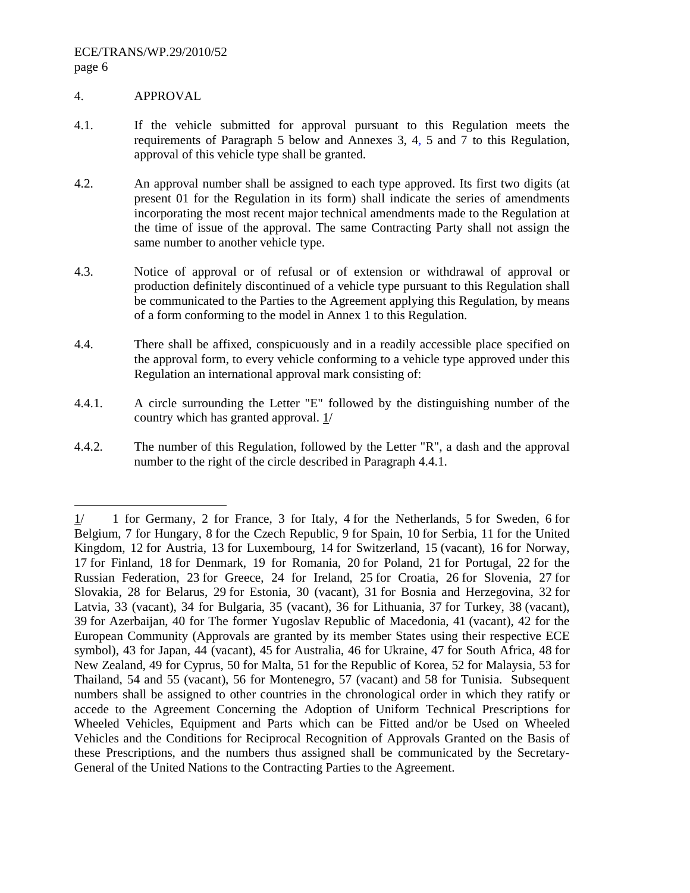4. APPROVAL

4.1. If the vehicle submitted for approval pursuant to this Regulation meets the requirements of Paragraph 5 below and Annexes 3, 4, 5 and 7 to this Regulation, approval of this vehicle type shall be granted.

4.2. An approval number shall be assigned to each type approved. Its first two digits (at present 01 for the Regulation in its form) shall indicate the series of amendments incorporating the most recent major technical amendments made to the Regulation at the time of issue of the approval. The same Contracting Party shall not assign the same number to another vehicle type.

4.3. Notice of approval or of refusal or of extension or withdrawal of approval or production definitely discontinued of a vehicle type pursuant to this Regulation shall be communicated to the Parties to the Agreement applying this Regulation, by means of a form conforming to the model in Annex 1 to this Regulation.

4.4. There shall be affixed, conspicuously and in a readily accessible place specified on the approval form, to every vehicle conforming to a vehicle type approved under this Regulation an international approval mark consisting of:

4.4.1. A circle surrounding the Letter "E" followed by the distinguishing number of the country which has granted approval. 1/

4.4.2. The number of this Regulation, followed by the Letter "R", a dash and the approval number to the right of the circle described in Paragraph 4.4.1.

---

1/ 1 for Germany, 2 for France, 3 for Italy, 4 for the Netherlands, 5 for Sweden, 6 for Belgium, 7 for Hungary, 8 for the Czech Republic, 9 for Spain, 10 for Serbia, 11 for the United Kingdom, 12 for Austria, 13 for Luxembourg, 14 for Switzerland, 15 (vacant), 16 for Norway, 17 for Finland, 18 for Denmark, 19 for Romania, 20 for Poland, 21 for Portugal, 22 for the Russian Federation, 23 for Greece, 24 for Ireland, 25 for Croatia, 26 for Slovenia, 27 for Slovakia, 28 for Belarus, 29 for Estonia, 30 (vacant), 31 for Bosnia and Herzegovina, 32 for Latvia, 33 (vacant), 34 for Bulgaria, 35 (vacant), 36 for Lithuania, 37 for Turkey, 38 (vacant), 39 for Azerbaijan, 40 for The former Yugoslav Republic of Macedonia, 41 (vacant), 42 for the European Community (Approvals are granted by its member States using their respective ECE symbol), 43 for Japan, 44 (vacant), 45 for Australia, 46 for Ukraine, 47 for South Africa, 48 for New Zealand, 49 for Cyprus, 50 for Malta, 51 for the Republic of Korea, 52 for Malaysia, 53 for Thailand, 54 and 55 (vacant), 56 for Montenegro, 57 (vacant) and 58 for Tunisia. Subsequent numbers shall be assigned to other countries in the chronological order in which they ratify or accede to the Agreement Concerning the Adoption of Uniform Technical Prescriptions for Wheeled Vehicles, Equipment and Parts which can be Fitted and/or be Used on Wheeled Vehicles and the Conditions for Reciprocal Recognition of Approvals Granted on the Basis of these Prescriptions, and the numbers thus assigned shall be communicated by the Secretary-General of the United Nations to the Contracting Parties to the Agreement.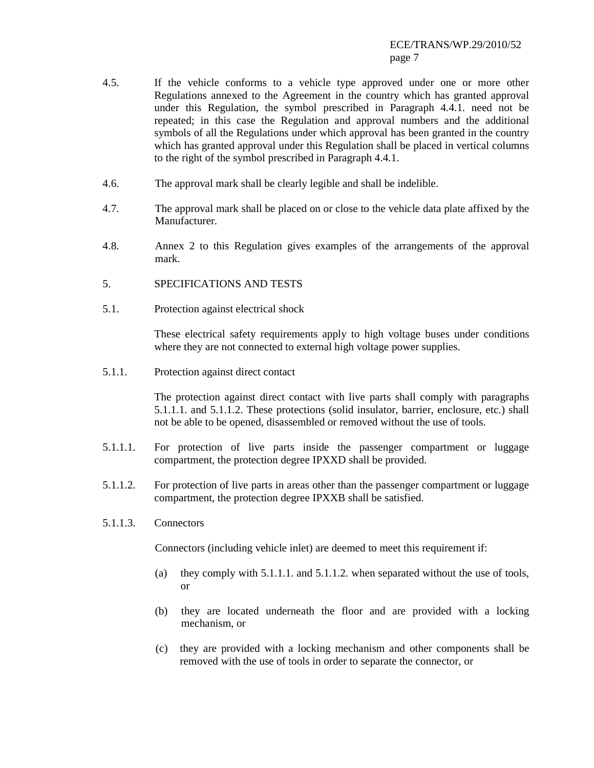4.5. If the vehicle conforms to a vehicle type approved under one or more other Regulations annexed to the Agreement in the country which has granted approval under this Regulation, the symbol prescribed in Paragraph 4.4.1. need not be repeated; in this case the Regulation and approval numbers and the additional symbols of all the Regulations under which approval has been granted in the country which has granted approval under this Regulation shall be placed in vertical columns to the right of the symbol prescribed in Paragraph 4.4.1.

4.6. The approval mark shall be clearly legible and shall be indelible.

4.7. The approval mark shall be placed on or close to the vehicle data plate affixed by the Manufacturer.

4.8. Annex 2 to this Regulation gives examples of the arrangements of the approval mark.

## 5. SPECIFICATIONS AND TESTS

### 5.1. Protection against electrical shock

These electrical safety requirements apply to high voltage buses under conditions where they are not connected to external high voltage power supplies.

#### 5.1.1. Protection against direct contact

The protection against direct contact with live parts shall comply with paragraphs 5.1.1.1. and 5.1.1.2. These protections (solid insulator, barrier, enclosure, etc.) shall not be able to be opened, disassembled or removed without the use of tools.

5.1.1.1. For protection of live parts inside the passenger compartment or luggage compartment, the protection degree IPXXD shall be provided.

5.1.1.2. For protection of live parts in areas other than the passenger compartment or luggage compartment, the protection degree IPXXB shall be satisfied.

5.1.1.3. Connectors

Connectors (including vehicle inlet) are deemed to meet this requirement if:

(a) they comply with 5.1.1.1. and 5.1.1.2. when separated without the use of tools, or

(b) they are located underneath the floor and are provided with a locking mechanism, or

(c) they are provided with a locking mechanism and other components shall be removed with the use of tools in order to separate the connector, or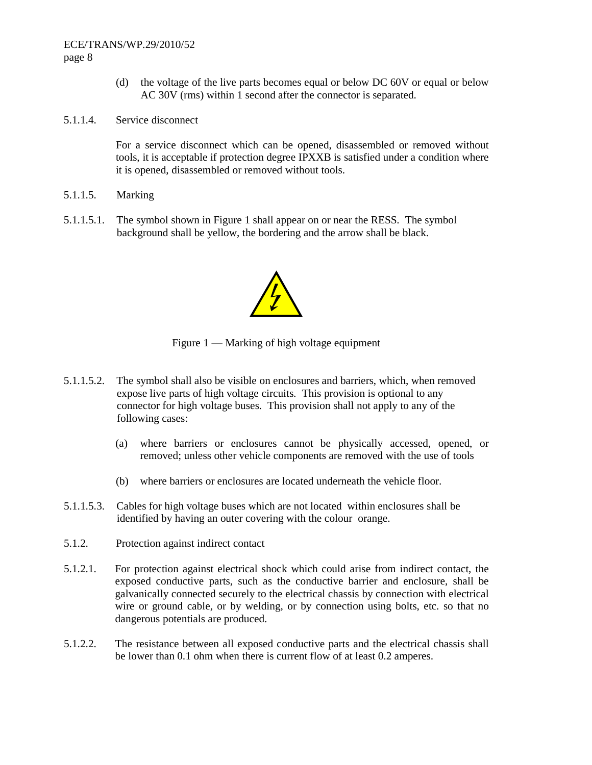(d) the voltage of the live parts becomes equal or below DC 60V or equal or below AC 30V (rms) within 1 second after the connector is separated.

5.1.1.4. Service disconnect

For a service disconnect which can be opened, disassembled or removed without tools, it is acceptable if protection degree IPXXB is satisfied under a condition where it is opened, disassembled or removed without tools.

5.1.1.5. Marking

5.1.1.5.1. The symbol shown in Figure 1 shall appear on or near the RESS. The symbol background shall be yellow, the bordering and the arrow shall be black.

Figure 1 — Marking of high voltage equipment

5.1.1.5.2. The symbol shall also be visible on enclosures and barriers, which, when removed expose live parts of high voltage circuits. This provision is optional to any connector for high voltage buses. This provision shall not apply to any of the following cases:

(a) where barriers or enclosures cannot be physically accessed, opened, or removed; unless other vehicle components are removed with the use of tools

(b) where barriers or enclosures are located underneath the vehicle floor.

5.1.1.5.3. Cables for high voltage buses which are not located within enclosures shall be identified by having an outer covering with the colour orange.

5.1.2. Protection against indirect contact

5.1.2.1. For protection against electrical shock which could arise from indirect contact, the exposed conductive parts, such as the conductive barrier and enclosure, shall be galvanically connected securely to the electrical chassis by connection with electrical wire or ground cable, or by welding, or by connection using bolts, etc. so that no dangerous potentials are produced.

5.1.2.2. The resistance between all exposed conductive parts and the electrical chassis shall be lower than 0.1 ohm when there is current flow of at least 0.2 amperes.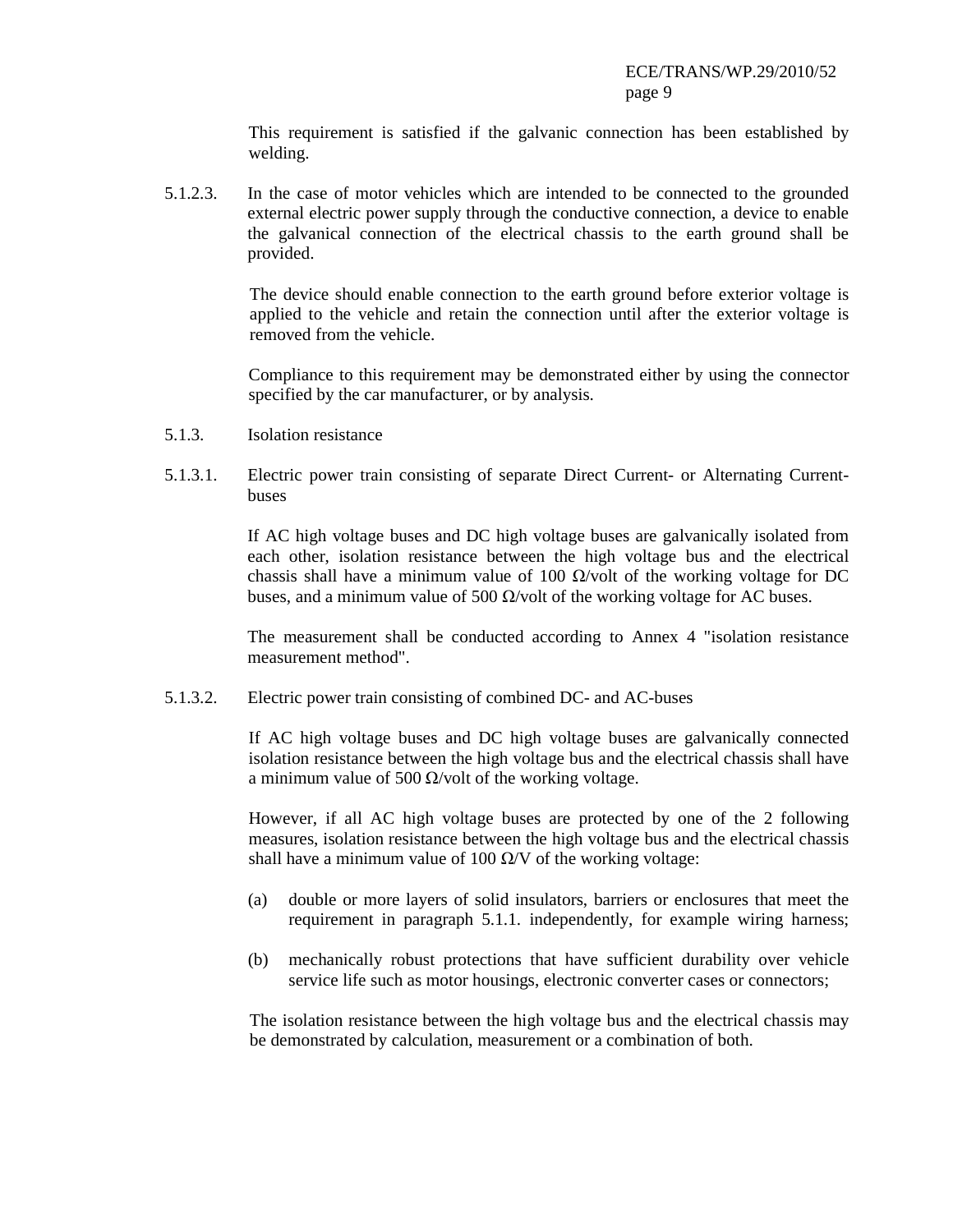This requirement is satisfied if the galvanic connection has been established by welding.

5.1.2.3. In the case of motor vehicles which are intended to be connected to the grounded external electric power supply through the conductive connection, a device to enable the galvanical connection of the electrical chassis to the earth ground shall be provided.

The device should enable connection to the earth ground before exterior voltage is applied to the vehicle and retain the connection until after the exterior voltage is removed from the vehicle.

Compliance to this requirement may be demonstrated either by using the connector specified by the car manufacturer, or by analysis.

5.1.3. Isolation resistance

5.1.3.1. Electric power train consisting of separate Direct Current- or Alternating Current-buses

If AC high voltage buses and DC high voltage buses are galvanically isolated from each other, isolation resistance between the high voltage bus and the electrical chassis shall have a minimum value of 100 Ω/volt of the working voltage for DC buses, and a minimum value of 500 Ω/volt of the working voltage for AC buses.

The measurement shall be conducted according to Annex 4 "isolation resistance measurement method".

5.1.3.2. Electric power train consisting of combined DC- and AC-buses

If AC high voltage buses and DC high voltage buses are galvanically connected isolation resistance between the high voltage bus and the electrical chassis shall have a minimum value of 500 Ω/volt of the working voltage.

However, if all AC high voltage buses are protected by one of the 2 following measures, isolation resistance between the high voltage bus and the electrical chassis shall have a minimum value of 100 Ω/V of the working voltage:

(a) double or more layers of solid insulators, barriers or enclosures that meet the requirement in paragraph 5.1.1. independently, for example wiring harness;

(b) mechanically robust protections that have sufficient durability over vehicle service life such as motor housings, electronic converter cases or connectors;

The isolation resistance between the high voltage bus and the electrical chassis may be demonstrated by calculation, measurement or a combination of both.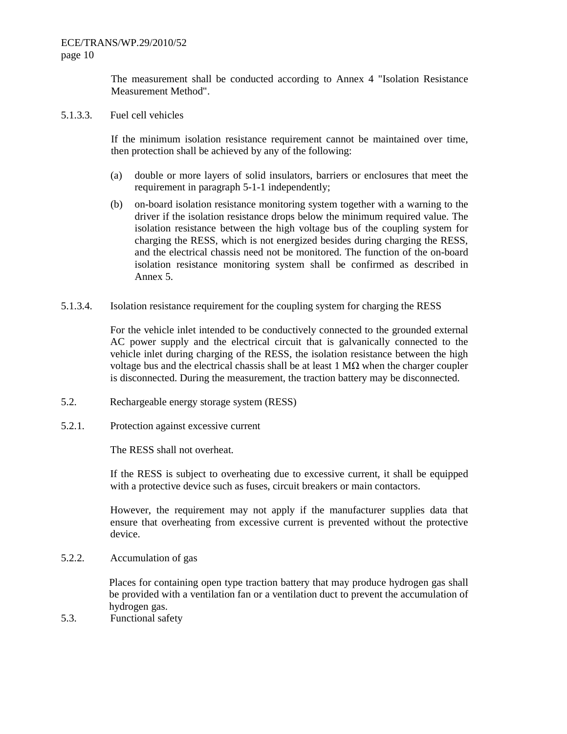The measurement shall be conducted according to Annex 4 "Isolation Resistance Measurement Method".

5.1.3.3. Fuel cell vehicles

If the minimum isolation resistance requirement cannot be maintained over time, then protection shall be achieved by any of the following:

(a) double or more layers of solid insulators, barriers or enclosures that meet the requirement in paragraph 5-1-1 independently;

(b) on-board isolation resistance monitoring system together with a warning to the driver if the isolation resistance drops below the minimum required value. The isolation resistance between the high voltage bus of the coupling system for charging the RESS, which is not energized besides during charging the RESS, and the electrical chassis need not be monitored. The function of the on-board isolation resistance monitoring system shall be confirmed as described in Annex 5.

5.1.3.4. Isolation resistance requirement for the coupling system for charging the RESS

For the vehicle inlet intended to be conductively connected to the grounded external AC power supply and the electrical circuit that is galvanically connected to the vehicle inlet during charging of the RESS, the isolation resistance between the high voltage bus and the electrical chassis shall be at least 1 MΩ when the charger coupler is disconnected. During the measurement, the traction battery may be disconnected.

5.2. Rechargeable energy storage system (RESS)

5.2.1. Protection against excessive current

The RESS shall not overheat.

If the RESS is subject to overheating due to excessive current, it shall be equipped with a protective device such as fuses, circuit breakers or main contactors.

However, the requirement may not apply if the manufacturer supplies data that ensure that overheating from excessive current is prevented without the protective device.

5.2.2. Accumulation of gas

Places for containing open type traction battery that may produce hydrogen gas shall be provided with a ventilation fan or a ventilation duct to prevent the accumulation of hydrogen gas.

5.3. Functional safety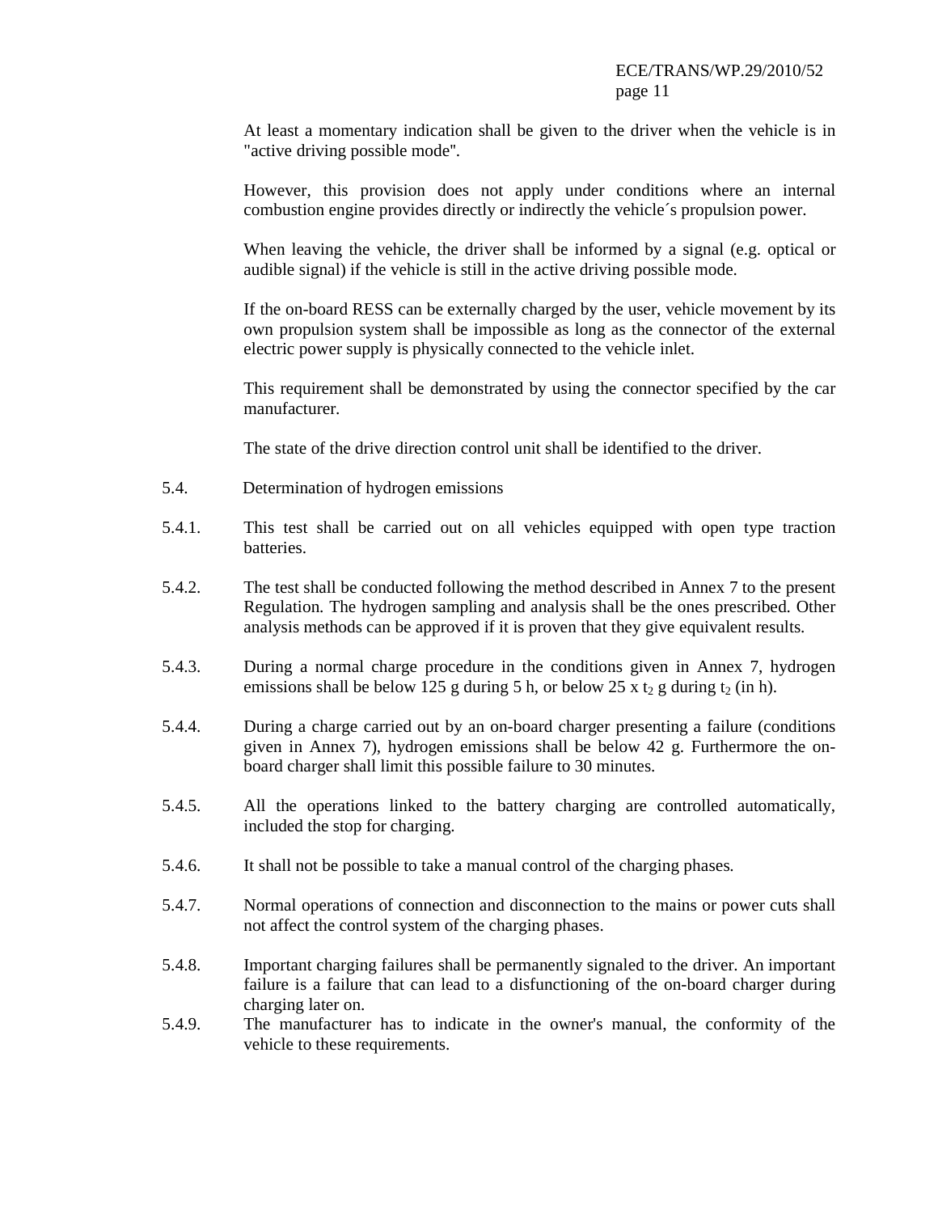At least a momentary indication shall be given to the driver when the vehicle is in "active driving possible mode".

However, this provision does not apply under conditions where an internal combustion engine provides directly or indirectly the vehicle´s propulsion power.

When leaving the vehicle, the driver shall be informed by a signal (e.g. optical or audible signal) if the vehicle is still in the active driving possible mode.

If the on-board RESS can be externally charged by the user, vehicle movement by its own propulsion system shall be impossible as long as the connector of the external electric power supply is physically connected to the vehicle inlet.

This requirement shall be demonstrated by using the connector specified by the car manufacturer.

The state of the drive direction control unit shall be identified to the driver.

5.4. Determination of hydrogen emissions

5.4.1. This test shall be carried out on all vehicles equipped with open type traction batteries.

5.4.2. The test shall be conducted following the method described in Annex 7 to the present Regulation. The hydrogen sampling and analysis shall be the ones prescribed. Other analysis methods can be approved if it is proven that they give equivalent results.

5.4.3. During a normal charge procedure in the conditions given in Annex 7, hydrogen emissions shall be below 125 g during 5 h, or below 25 x $t_2$ g during $t_2$ (in h).

5.4.4. During a charge carried out by an on-board charger presenting a failure (conditions given in Annex 7), hydrogen emissions shall be below 42 g. Furthermore the on-board charger shall limit this possible failure to 30 minutes.

5.4.5. All the operations linked to the battery charging are controlled automatically, included the stop for charging.

5.4.6. It shall not be possible to take a manual control of the charging phases.

5.4.7. Normal operations of connection and disconnection to the mains or power cuts shall not affect the control system of the charging phases.

5.4.8. Important charging failures shall be permanently signaled to the driver. An important failure is a failure that can lead to a disfunctioning of the on-board charger during charging later on.

5.4.9. The manufacturer has to indicate in the owner's manual, the conformity of the vehicle to these requirements.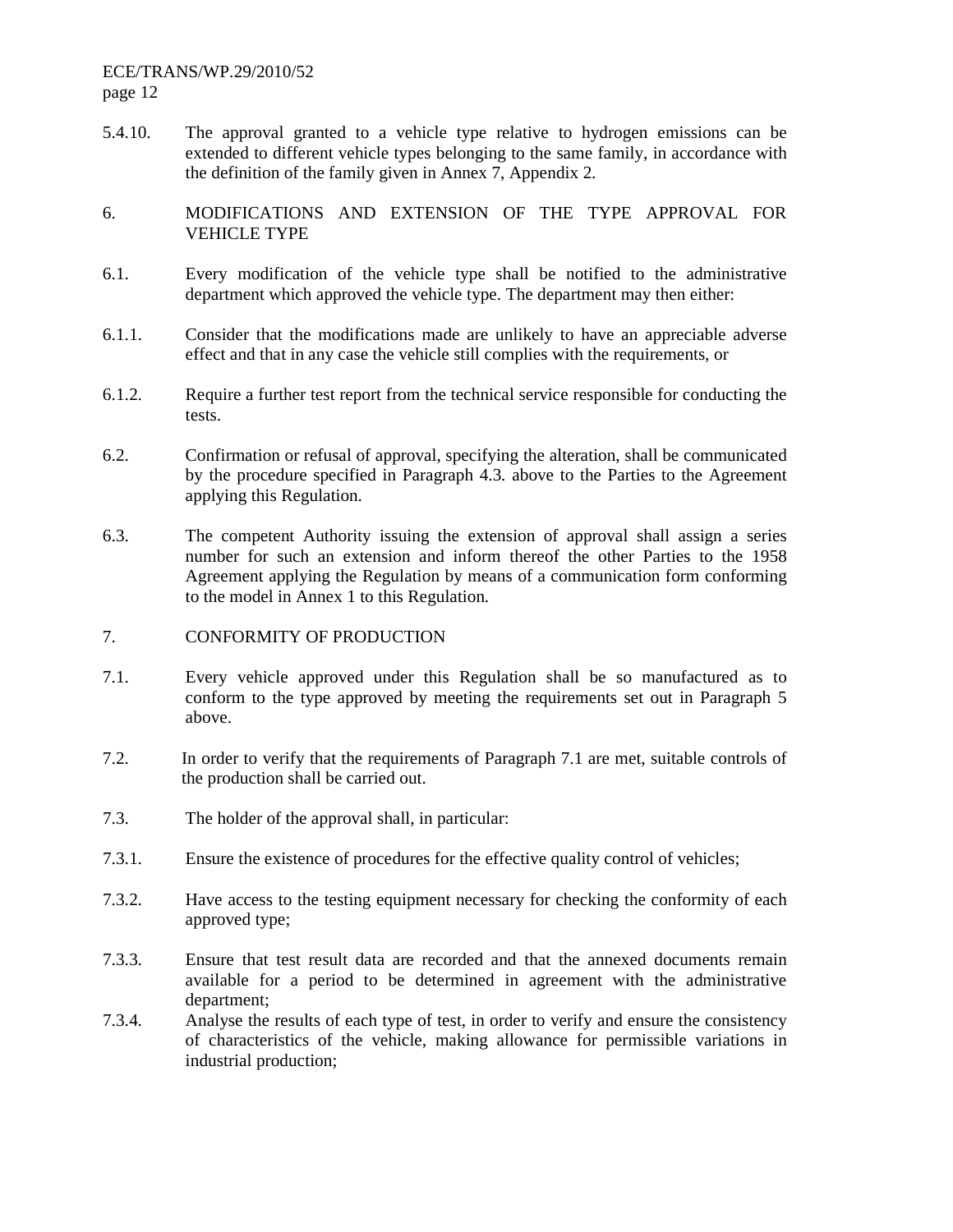5.4.10. The approval granted to a vehicle type relative to hydrogen emissions can be extended to different vehicle types belonging to the same family, in accordance with the definition of the family given in Annex 7, Appendix 2.

## 6. MODIFICATIONS AND EXTENSION OF THE TYPE APPROVAL FOR VEHICLE TYPE

6.1. Every modification of the vehicle type shall be notified to the administrative department which approved the vehicle type. The department may then either:

6.1.1. Consider that the modifications made are unlikely to have an appreciable adverse effect and that in any case the vehicle still complies with the requirements, or

6.1.2. Require a further test report from the technical service responsible for conducting the tests.

6.2. Confirmation or refusal of approval, specifying the alteration, shall be communicated by the procedure specified in Paragraph 4.3. above to the Parties to the Agreement applying this Regulation.

6.3. The competent Authority issuing the extension of approval shall assign a series number for such an extension and inform thereof the other Parties to the 1958 Agreement applying the Regulation by means of a communication form conforming to the model in Annex 1 to this Regulation.

## 7. CONFORMITY OF PRODUCTION

7.1. Every vehicle approved under this Regulation shall be so manufactured as to conform to the type approved by meeting the requirements set out in Paragraph 5 above.

7.2. In order to verify that the requirements of Paragraph 7.1 are met, suitable controls of the production shall be carried out.

7.3. The holder of the approval shall, in particular:

7.3.1. Ensure the existence of procedures for the effective quality control of vehicles;

7.3.2. Have access to the testing equipment necessary for checking the conformity of each approved type;

7.3.3. Ensure that test result data are recorded and that the annexed documents remain available for a period to be determined in agreement with the administrative department;

7.3.4. Analyse the results of each type of test, in order to verify and ensure the consistency of characteristics of the vehicle, making allowance for permissible variations in industrial production;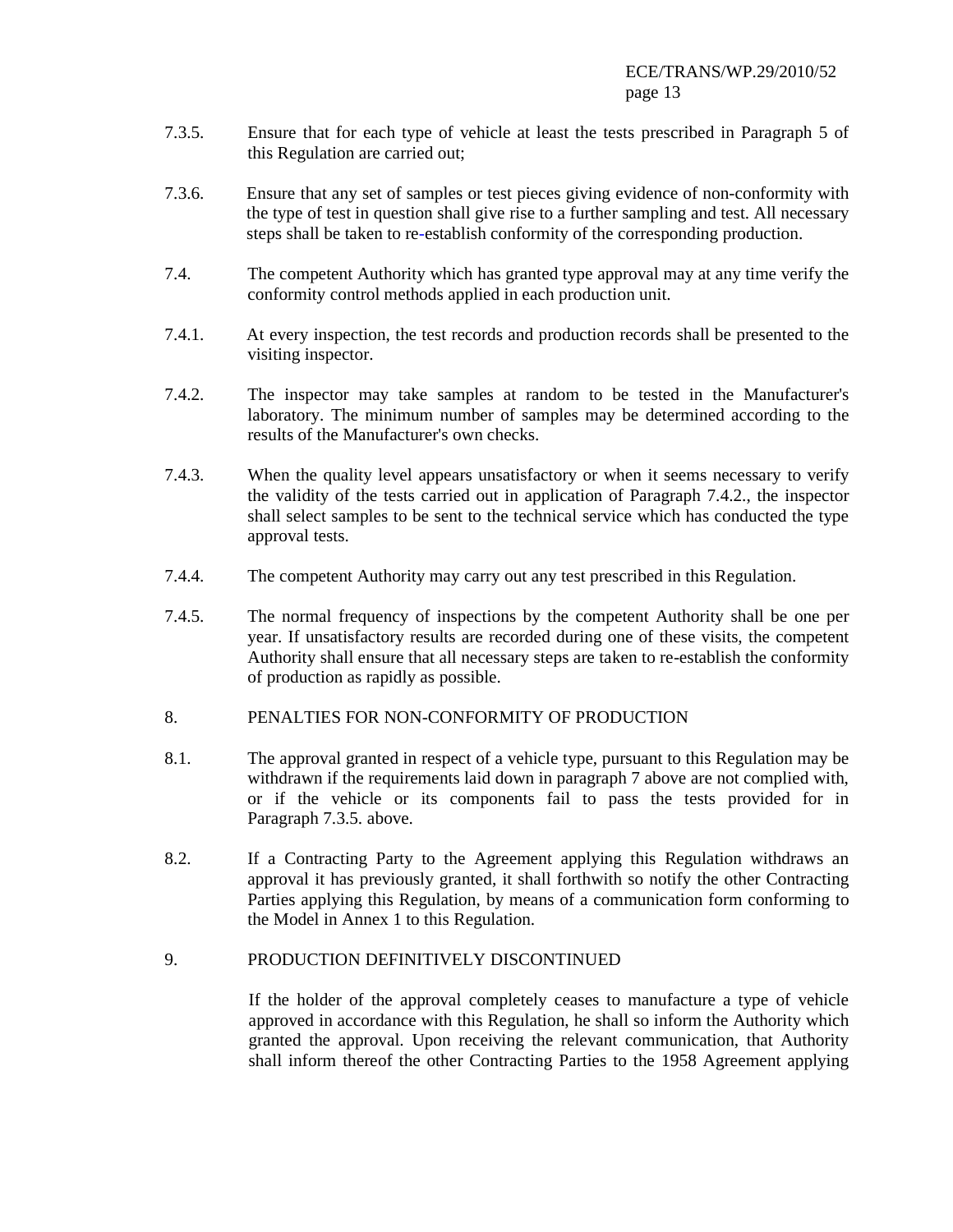7.3.5. Ensure that for each type of vehicle at least the tests prescribed in Paragraph 5 of this Regulation are carried out;

7.3.6. Ensure that any set of samples or test pieces giving evidence of non-conformity with the type of test in question shall give rise to a further sampling and test. All necessary steps shall be taken to re-establish conformity of the corresponding production.

7.4. The competent Authority which has granted type approval may at any time verify the conformity control methods applied in each production unit.

7.4.1. At every inspection, the test records and production records shall be presented to the visiting inspector.

7.4.2. The inspector may take samples at random to be tested in the Manufacturer's laboratory. The minimum number of samples may be determined according to the results of the Manufacturer's own checks.

7.4.3. When the quality level appears unsatisfactory or when it seems necessary to verify the validity of the tests carried out in application of Paragraph 7.4.2., the inspector shall select samples to be sent to the technical service which has conducted the type approval tests.

7.4.4. The competent Authority may carry out any test prescribed in this Regulation.

7.4.5. The normal frequency of inspections by the competent Authority shall be one per year. If unsatisfactory results are recorded during one of these visits, the competent Authority shall ensure that all necessary steps are taken to re-establish the conformity of production as rapidly as possible.

## 8. PENALTIES FOR NON-CONFORMITY OF PRODUCTION

8.1. The approval granted in respect of a vehicle type, pursuant to this Regulation may be withdrawn if the requirements laid down in paragraph 7 above are not complied with, or if the vehicle or its components fail to pass the tests provided for in Paragraph 7.3.5. above.

8.2. If a Contracting Party to the Agreement applying this Regulation withdraws an approval it has previously granted, it shall forthwith so notify the other Contracting Parties applying this Regulation, by means of a communication form conforming to the Model in Annex 1 to this Regulation.

## 9. PRODUCTION DEFINITIVELY DISCONTINUED

If the holder of the approval completely ceases to manufacture a type of vehicle approved in accordance with this Regulation, he shall so inform the Authority which granted the approval. Upon receiving the relevant communication, that Authority shall inform thereof the other Contracting Parties to the 1958 Agreement applying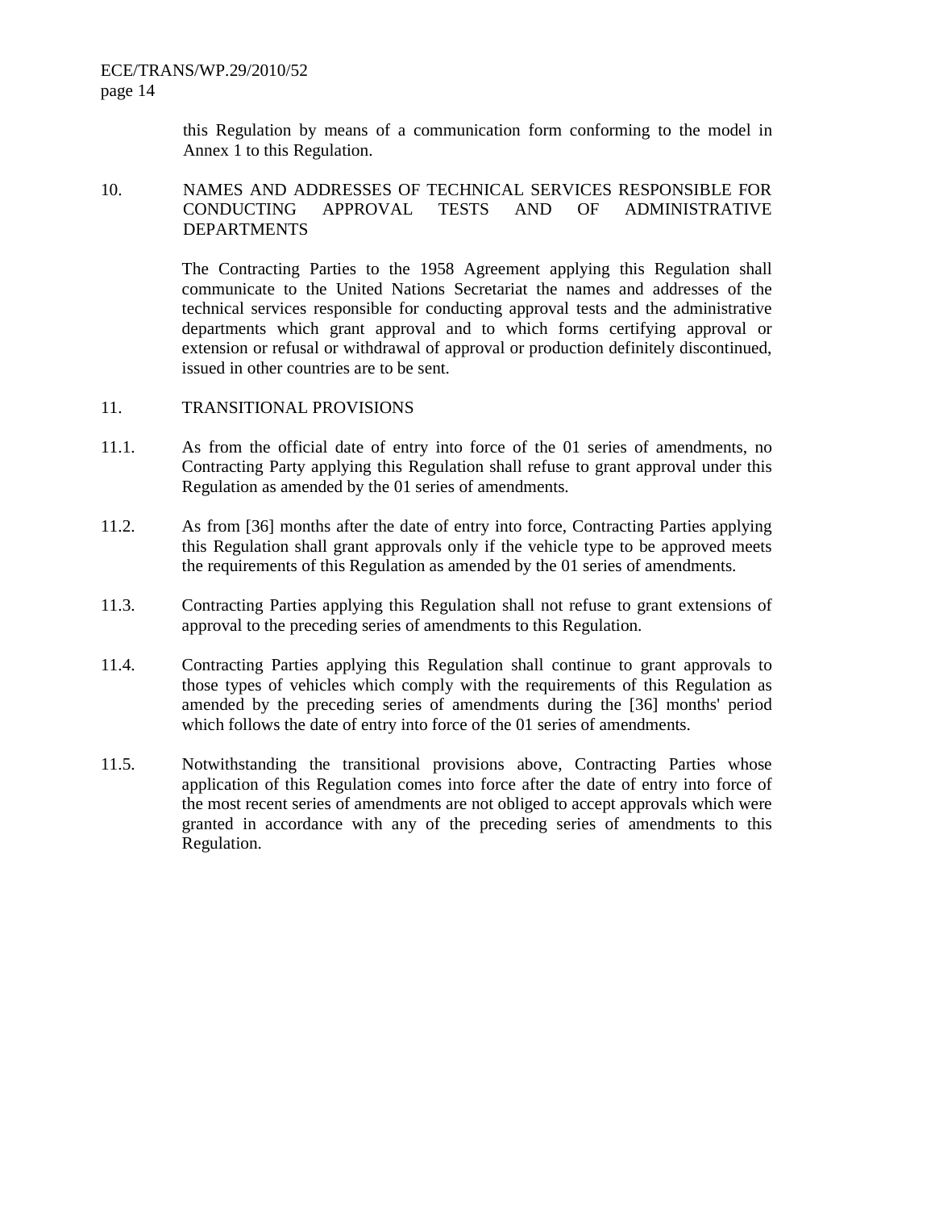this Regulation by means of a communication form conforming to the model in Annex 1 to this Regulation.

## 10. NAMES AND ADDRESSES OF TECHNICAL SERVICES RESPONSIBLE FOR CONDUCTING APPROVAL TESTS AND OF ADMINISTRATIVE DEPARTMENTS

The Contracting Parties to the 1958 Agreement applying this Regulation shall communicate to the United Nations Secretariat the names and addresses of the technical services responsible for conducting approval tests and the administrative departments which grant approval and to which forms certifying approval or extension or refusal or withdrawal of approval or production definitely discontinued, issued in other countries are to be sent.

## 11. TRANSITIONAL PROVISIONS

11.1. As from the official date of entry into force of the 01 series of amendments, no Contracting Party applying this Regulation shall refuse to grant approval under this Regulation as amended by the 01 series of amendments.

11.2. As from [36] months after the date of entry into force, Contracting Parties applying this Regulation shall grant approvals only if the vehicle type to be approved meets the requirements of this Regulation as amended by the 01 series of amendments.

11.3. Contracting Parties applying this Regulation shall not refuse to grant extensions of approval to the preceding series of amendments to this Regulation.

11.4. Contracting Parties applying this Regulation shall continue to grant approvals to those types of vehicles which comply with the requirements of this Regulation as amended by the preceding series of amendments during the [36] months' period which follows the date of entry into force of the 01 series of amendments.

11.5. Notwithstanding the transitional provisions above, Contracting Parties whose application of this Regulation comes into force after the date of entry into force of the most recent series of amendments are not obliged to accept approvals which were granted in accordance with any of the preceding series of amendments to this Regulation.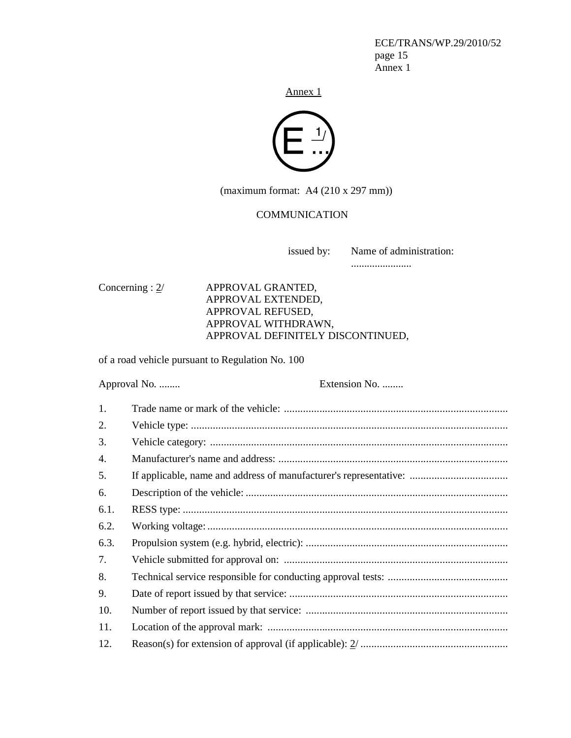Annex 1

E [1] ...

(maximum format: A4 (210 x 297 mm))

COMMUNICATION

issued by: Name of administration:
......................

Concerning : [2] APPROVAL GRANTED,
APPROVAL EXTENDED,
APPROVAL REFUSED,
APPROVAL WITHDRAWN,
APPROVAL DEFINITELY DISCONTINUED,

of a road vehicle pursuant to Regulation No. 100

Approval No. ........ Extension No. ........

1. Trade name or mark of the vehicle: ..................................................................................
2. Vehicle type: ...................................................................................................................
3. Vehicle category: ............................................................................................................
4. Manufacturer's name and address: ....................................................................................
5. If applicable, name and address of manufacturer's representative: ....................................
6. Description of the vehicle: ...............................................................................................

6.1. RESS type: ........................................................................................................................

6.2. Working voltage: ..............................................................................................................

6.3. Propulsion system (e.g. hybrid, electric): ..........................................................................

7. Vehicle submitted for approval on: ..................................................................................
8. Technical service responsible for conducting approval tests: ............................................
9. Date of report issued by that service: ................................................................................
10. Number of report issued by that service: ..........................................................................
11. Location of the approval mark: ........................................................................................
12. Reason(s) for extension of approval (if applicable): [2] ......................................................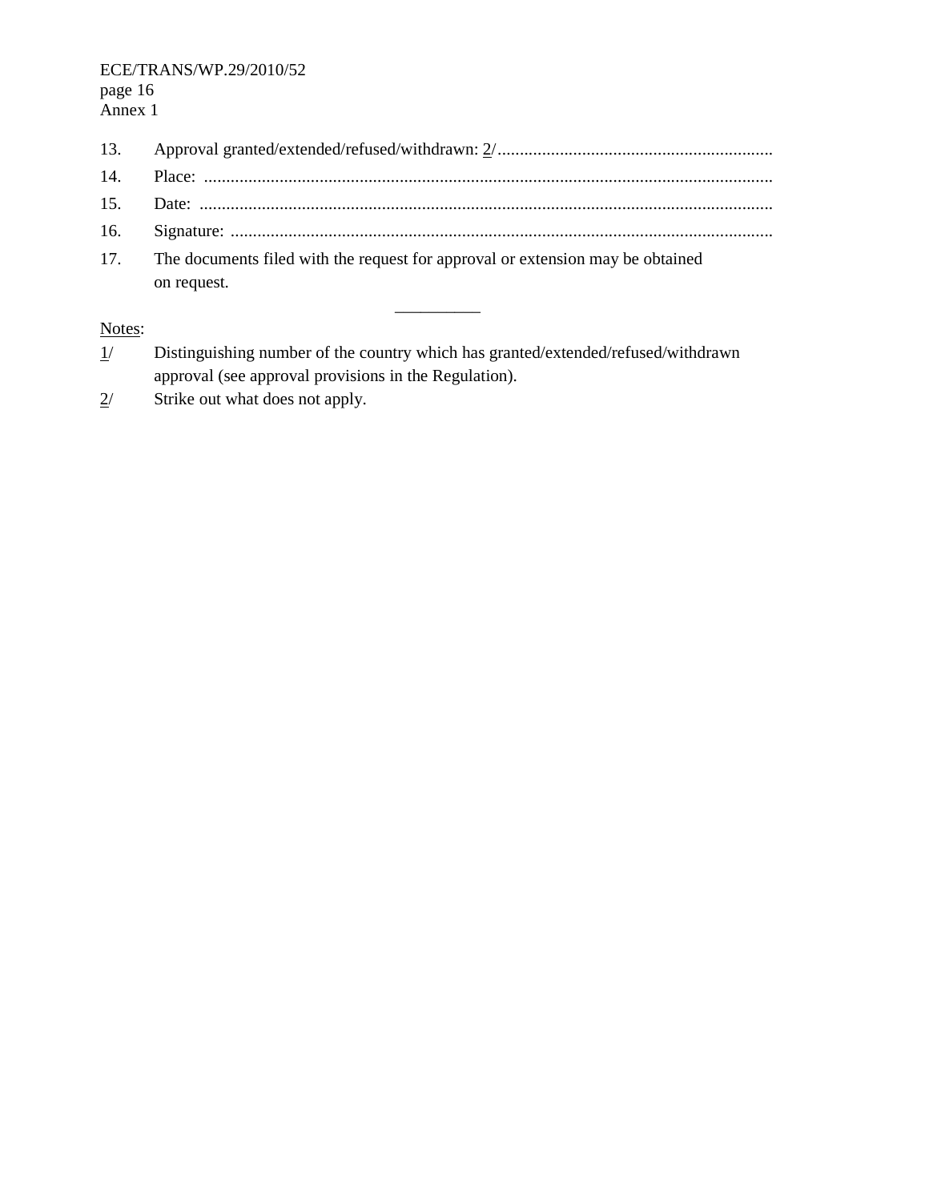13. Approval granted/extended/refused/withdrawn: 2/ .............................................................

14. Place: ...............................................................................................................................

15. Date: ................................................................................................................................

16. Signature: ..........................................................................................................................

17. The documents filed with the request for approval or extension may be obtained on request.

__________

Notes:

1/ Distinguishing number of the country which has granted/extended/refused/withdrawn approval (see approval provisions in the Regulation).

2/ Strike out what does not apply.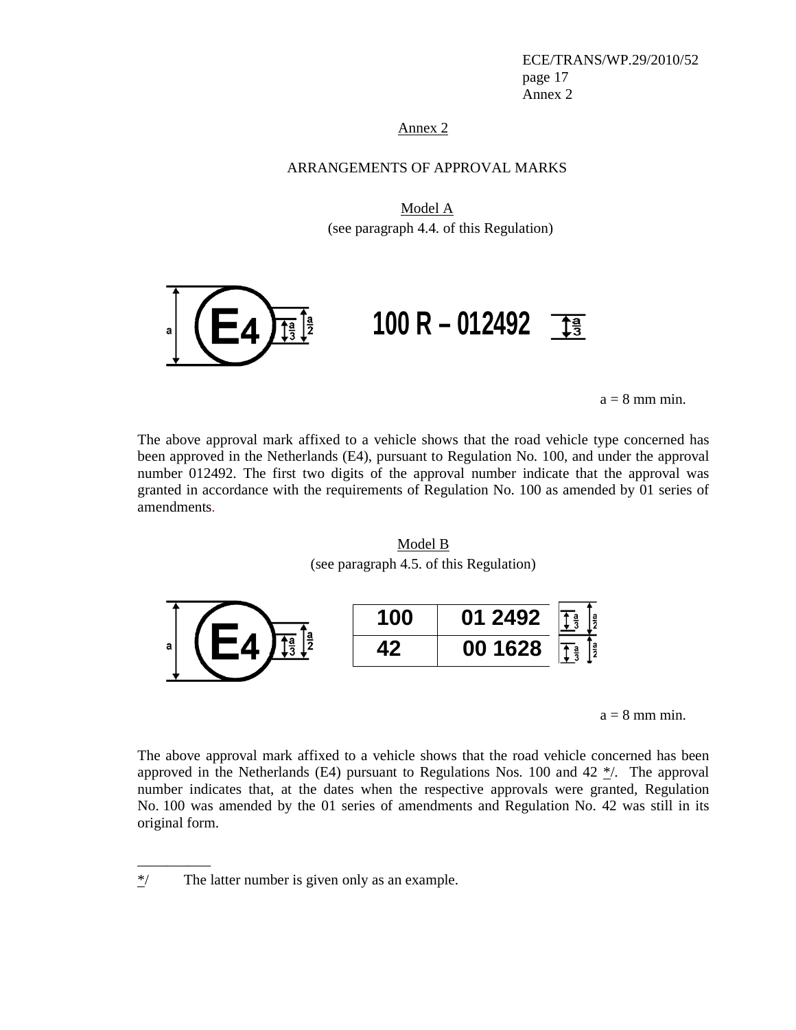## Annex 2

### ARRANGEMENTS OF APPROVAL MARKS

Model A

(see paragraph 4.4. of this Regulation)

E4 100 R – 012492

a = 8 mm min.

The above approval mark affixed to a vehicle shows that the road vehicle type concerned has been approved in the Netherlands (E4), pursuant to Regulation No. 100, and under the approval number 012492. The first two digits of the approval number indicate that the approval was granted in accordance with the requirements of Regulation No. 100 as amended by 01 series of amendments.

Model B

(see paragraph 4.5. of this Regulation)

E4

| 100 | 01 2492 |
|---|---|
| 42 | 00 1628 |

a = 8 mm min.

The above approval mark affixed to a vehicle shows that the road vehicle concerned has been approved in the Netherlands (E4) pursuant to Regulations Nos. 100 and 42 */. The approval number indicates that, at the dates when the respective approvals were granted, Regulation No. 100 was amended by the 01 series of amendments and Regulation No. 42 was still in its original form.

---

*/ The latter number is given only as an example.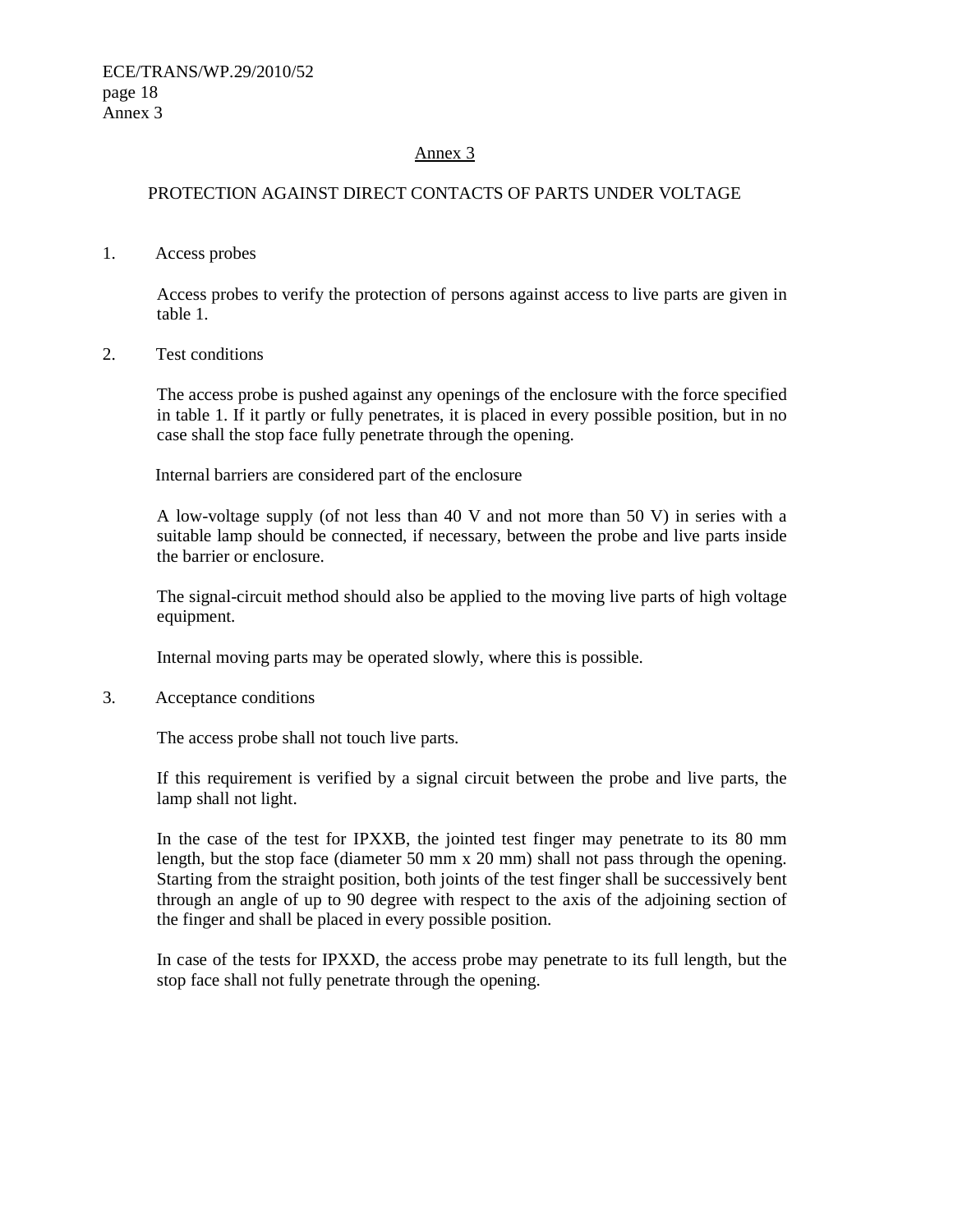## Annex 3

### PROTECTION AGAINST DIRECT CONTACTS OF PARTS UNDER VOLTAGE

1. Access probes

Access probes to verify the protection of persons against access to live parts are given in table 1.

2. Test conditions

The access probe is pushed against any openings of the enclosure with the force specified in table 1. If it partly or fully penetrates, it is placed in every possible position, but in no case shall the stop face fully penetrate through the opening.

Internal barriers are considered part of the enclosure

A low-voltage supply (of not less than 40 V and not more than 50 V) in series with a suitable lamp should be connected, if necessary, between the probe and live parts inside the barrier or enclosure.

The signal-circuit method should also be applied to the moving live parts of high voltage equipment.

Internal moving parts may be operated slowly, where this is possible.

3. Acceptance conditions

The access probe shall not touch live parts.

If this requirement is verified by a signal circuit between the probe and live parts, the lamp shall not light.

In the case of the test for IPXXB, the jointed test finger may penetrate to its 80 mm length, but the stop face (diameter 50 mm x 20 mm) shall not pass through the opening. Starting from the straight position, both joints of the test finger shall be successively bent through an angle of up to 90 degree with respect to the axis of the adjoining section of the finger and shall be placed in every possible position.

In case of the tests for IPXXD, the access probe may penetrate to its full length, but the stop face shall not fully penetrate through the opening.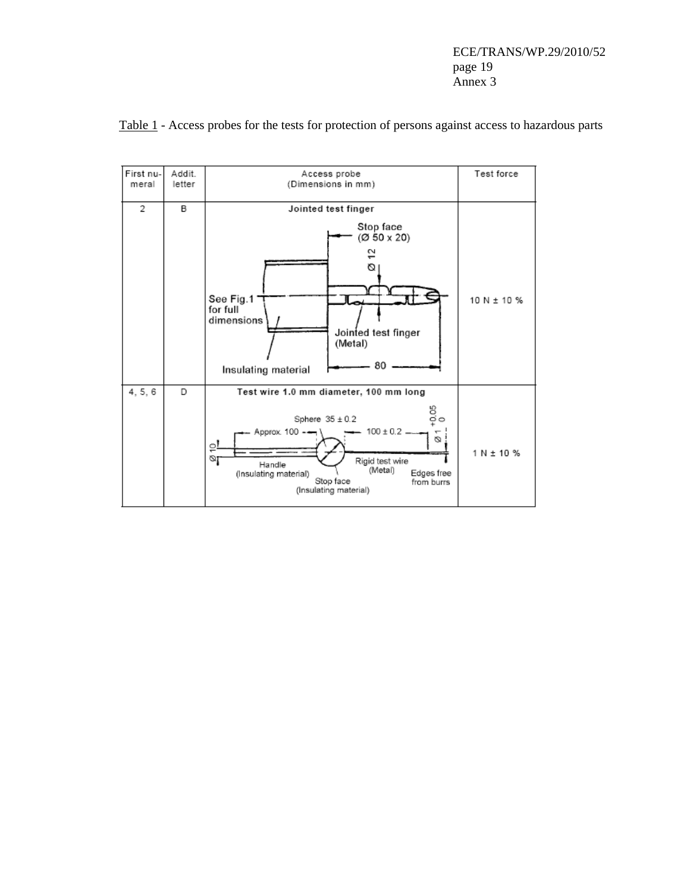Table 1 - Access probes for the tests for protection of persons against access to hazardous parts

| First numeral | Addit. letter | Access probe (Dimensions in mm) | Test force |
|---|---|---|---|
| 2 | B | Jointed test finger<br>Stop face (Ø 50 x 20)<br>Ø 12<br>See Fig.1 for full dimensions<br>Jointed test finger (Metal)<br>Insulating material<br>80 | 10 N ± 10 % |
| 4, 5, 6 | D | Test wire 1.0 mm diameter, 100 mm long<br>Sphere 35 ± 0.2<br>Approx. 100<br>100 ± 0.2<br>Ø 1 +0.05 0<br>Ø 10<br>Handle (Insulating material)<br>Stop face (Insulating material)<br>Rigid test wire (Metal)<br>Edges free from burrs | 1 N ± 10 % |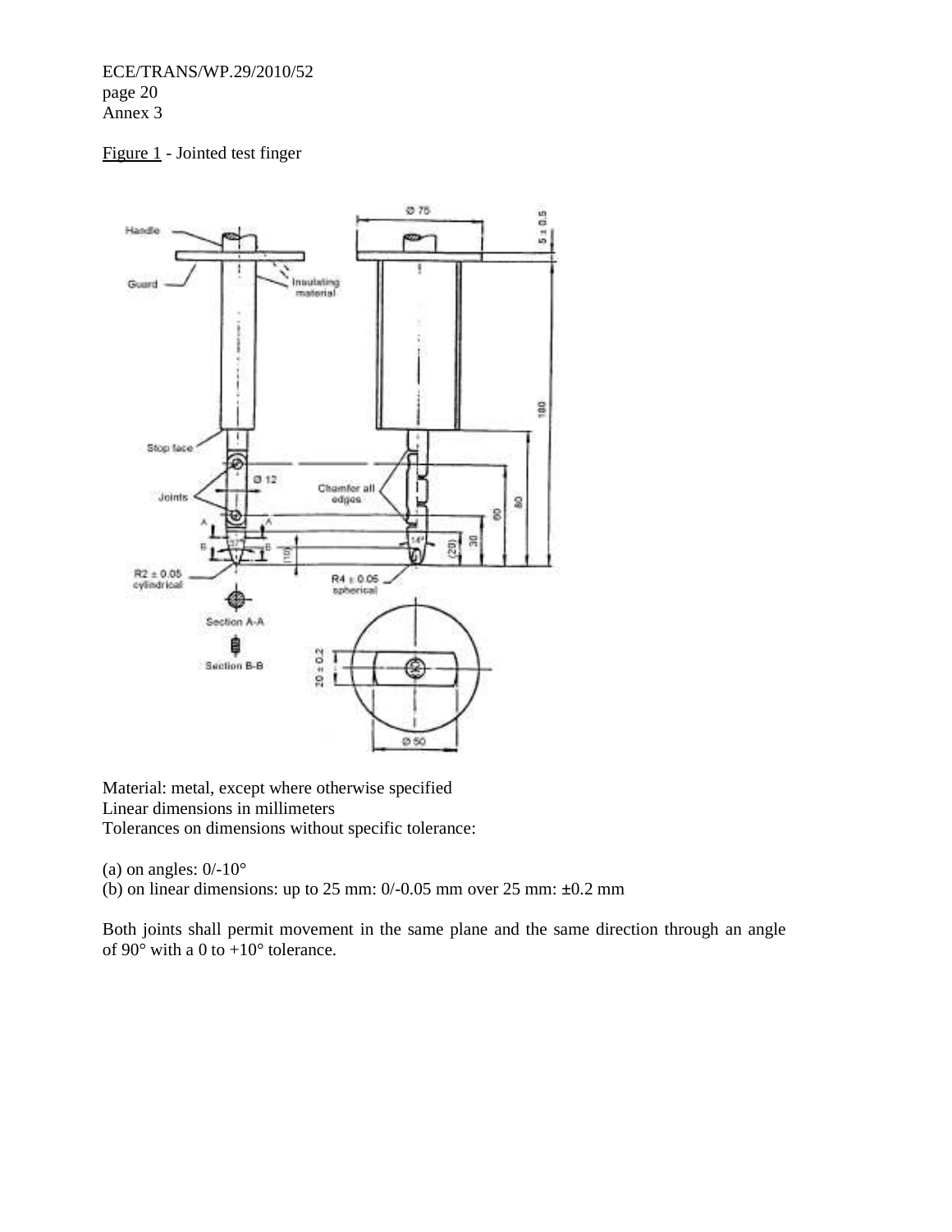Figure 1 - Jointed test finger

Material: metal, except where otherwise specified
Linear dimensions in millimeters
Tolerances on dimensions without specific tolerance:

(a) on angles: 0/-10°
(b) on linear dimensions: up to 25 mm: 0/-0.05 mm over 25 mm: ±0.2 mm

Both joints shall permit movement in the same plane and the same direction through an angle of 90° with a 0 to +10° tolerance.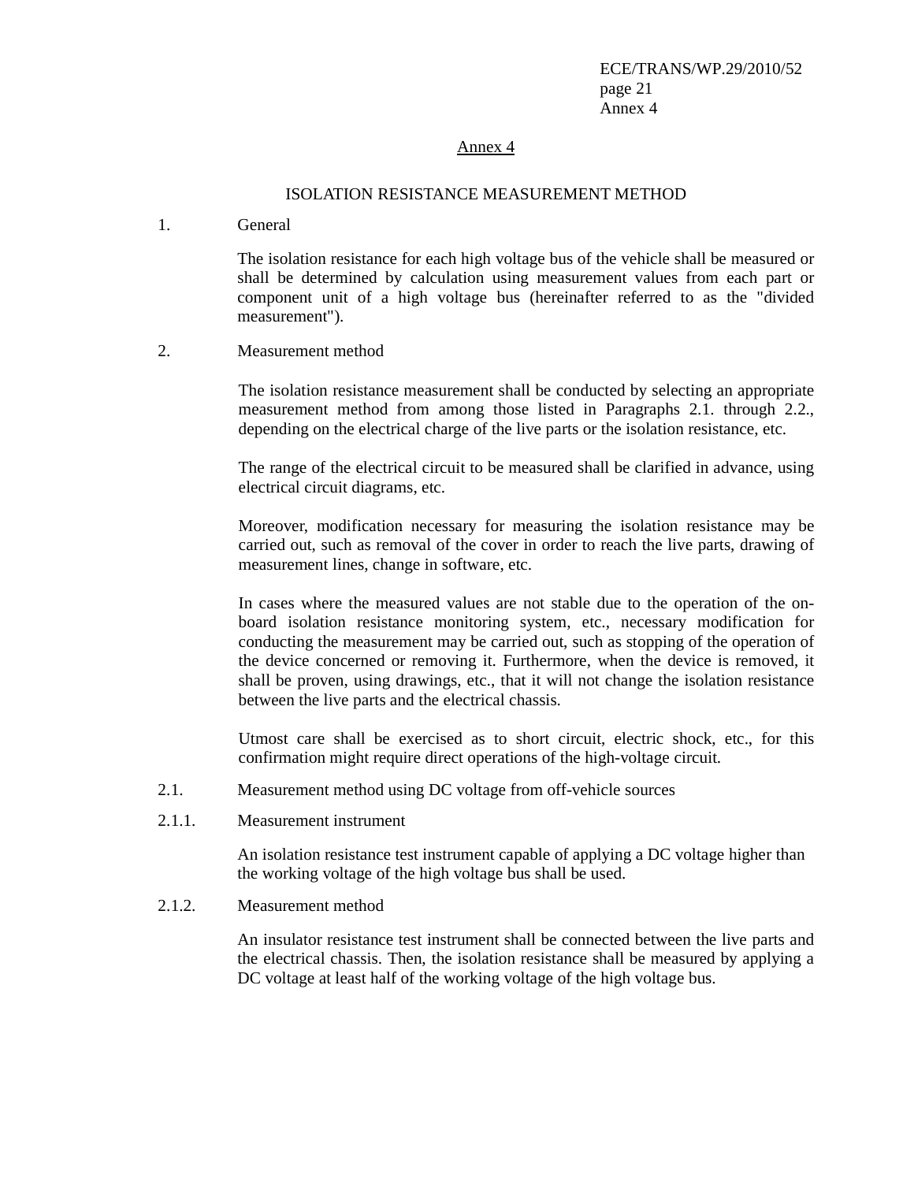## Annex 4

### ISOLATION RESISTANCE MEASUREMENT METHOD

1. General

The isolation resistance for each high voltage bus of the vehicle shall be measured or shall be determined by calculation using measurement values from each part or component unit of a high voltage bus (hereinafter referred to as the "divided measurement").

2. Measurement method

The isolation resistance measurement shall be conducted by selecting an appropriate measurement method from among those listed in Paragraphs 2.1. through 2.2., depending on the electrical charge of the live parts or the isolation resistance, etc.

The range of the electrical circuit to be measured shall be clarified in advance, using electrical circuit diagrams, etc.

Moreover, modification necessary for measuring the isolation resistance may be carried out, such as removal of the cover in order to reach the live parts, drawing of measurement lines, change in software, etc.

In cases where the measured values are not stable due to the operation of the on-board isolation resistance monitoring system, etc., necessary modification for conducting the measurement may be carried out, such as stopping of the operation of the device concerned or removing it. Furthermore, when the device is removed, it shall be proven, using drawings, etc., that it will not change the isolation resistance between the live parts and the electrical chassis.

Utmost care shall be exercised as to short circuit, electric shock, etc., for this confirmation might require direct operations of the high-voltage circuit.

2.1. Measurement method using DC voltage from off-vehicle sources

2.1.1. Measurement instrument

An isolation resistance test instrument capable of applying a DC voltage higher than the working voltage of the high voltage bus shall be used.

2.1.2. Measurement method

An insulator resistance test instrument shall be connected between the live parts and the electrical chassis. Then, the isolation resistance shall be measured by applying a DC voltage at least half of the working voltage of the high voltage bus.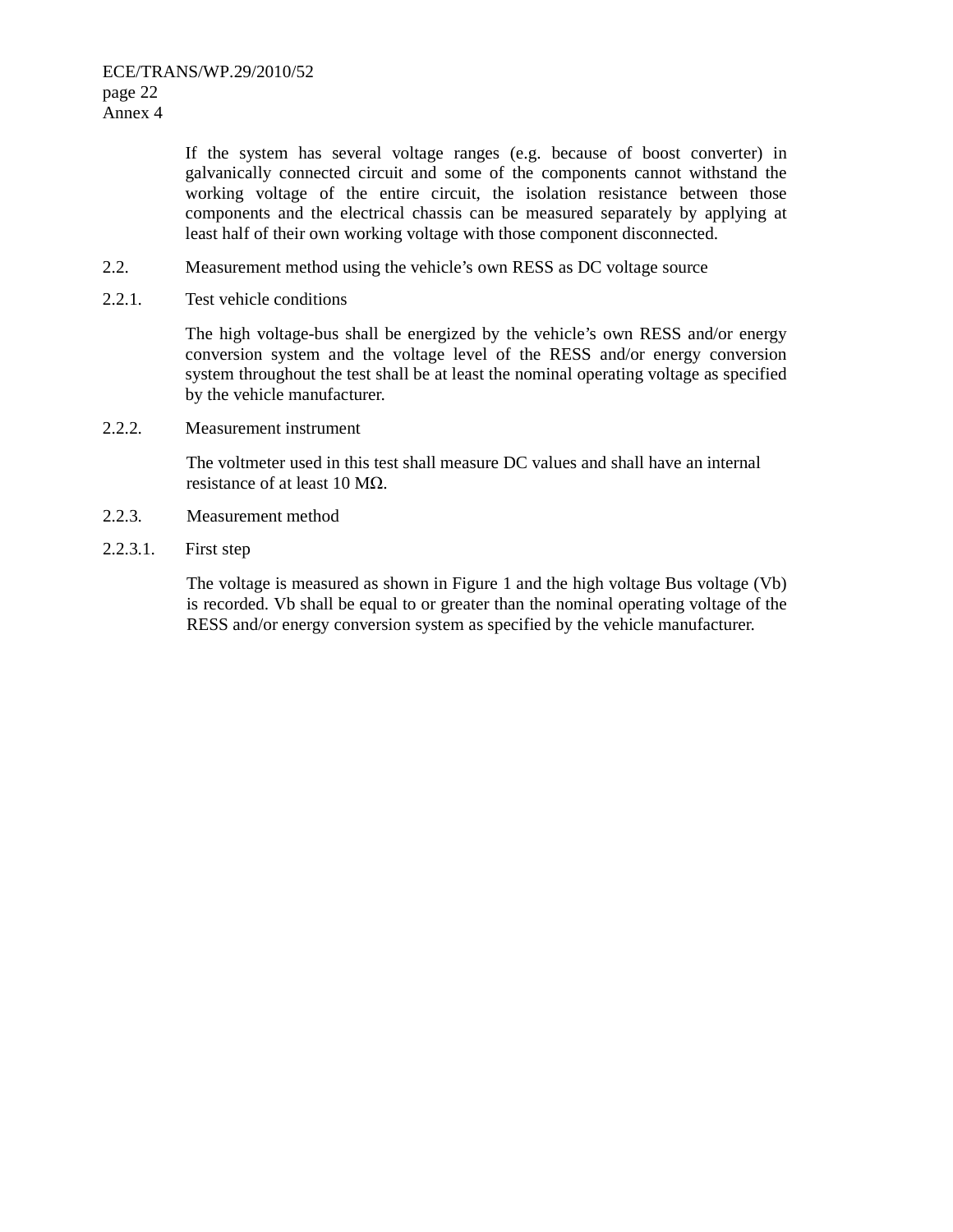If the system has several voltage ranges (e.g. because of boost converter) in galvanically connected circuit and some of the components cannot withstand the working voltage of the entire circuit, the isolation resistance between those components and the electrical chassis can be measured separately by applying at least half of their own working voltage with those component disconnected.

2.2. Measurement method using the vehicle's own RESS as DC voltage source

2.2.1. Test vehicle conditions

The high voltage-bus shall be energized by the vehicle's own RESS and/or energy conversion system and the voltage level of the RESS and/or energy conversion system throughout the test shall be at least the nominal operating voltage as specified by the vehicle manufacturer.

2.2.2. Measurement instrument

The voltmeter used in this test shall measure DC values and shall have an internal resistance of at least 10 MΩ.

2.2.3. Measurement method

2.2.3.1. First step

The voltage is measured as shown in Figure 1 and the high voltage Bus voltage (Vb) is recorded. Vb shall be equal to or greater than the nominal operating voltage of the RESS and/or energy conversion system as specified by the vehicle manufacturer.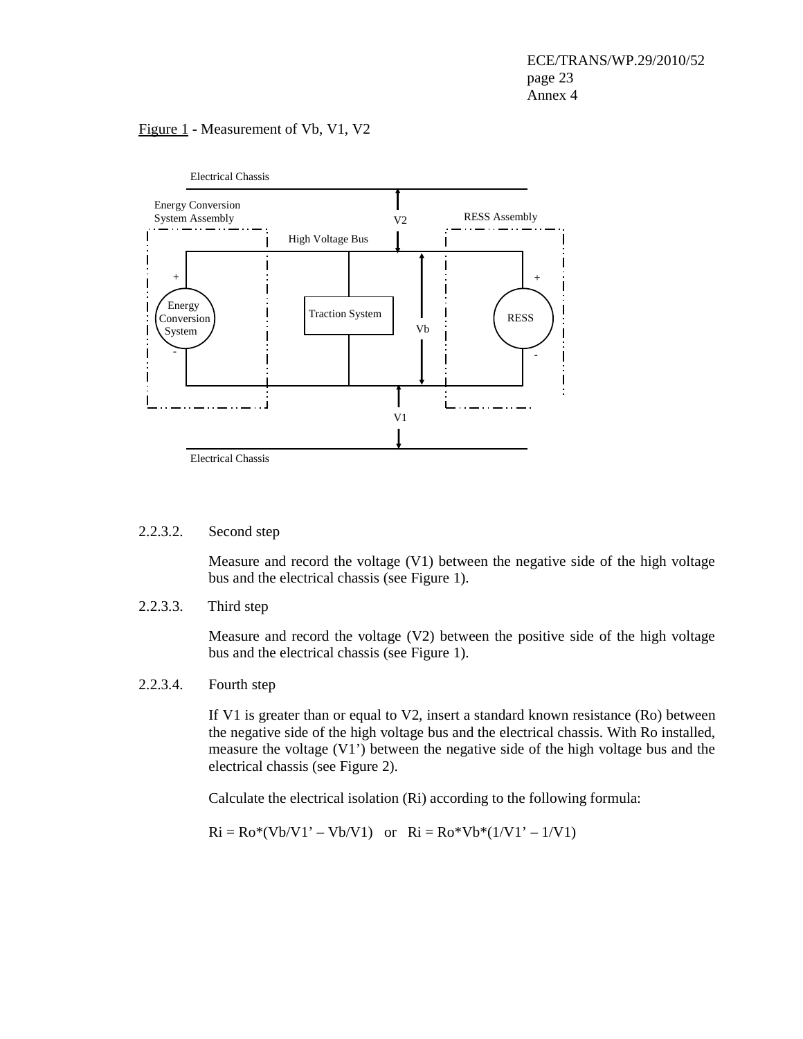Figure 1 - Measurement of Vb, V1, V2

2.2.3.2. Second step

Measure and record the voltage (V1) between the negative side of the high voltage bus and the electrical chassis (see Figure 1).

2.2.3.3. Third step

Measure and record the voltage (V2) between the positive side of the high voltage bus and the electrical chassis (see Figure 1).

2.2.3.4. Fourth step

If V1 is greater than or equal to V2, insert a standard known resistance (Ro) between the negative side of the high voltage bus and the electrical chassis. With Ro installed, measure the voltage (V1') between the negative side of the high voltage bus and the electrical chassis (see Figure 2).

Calculate the electrical isolation (Ri) according to the following formula:

$Ri = Ro*(Vb/V1' – Vb/V1)$ or $Ri = Ro*Vb*(1/V1' – 1/V1)$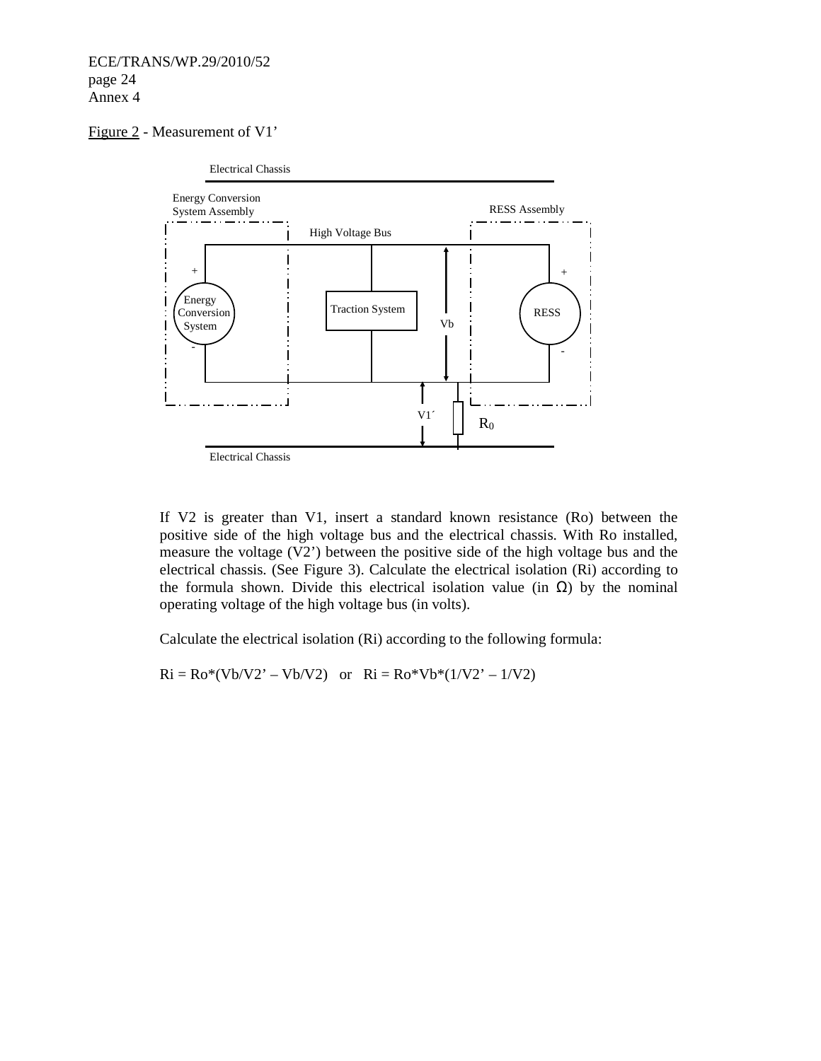Figure 2 - Measurement of V1'

If V2 is greater than V1, insert a standard known resistance (Ro) between the positive side of the high voltage bus and the electrical chassis. With Ro installed, measure the voltage (V2') between the positive side of the high voltage bus and the electrical chassis. (See Figure 3). Calculate the electrical isolation (Ri) according to the formula shown. Divide this electrical isolation value (in Ω) by the nominal operating voltage of the high voltage bus (in volts).

Calculate the electrical isolation (Ri) according to the following formula:

$Ri = Ro*(Vb/V2' – Vb/V2)$ or $Ri = Ro*Vb*(1/V2' – 1/V2)$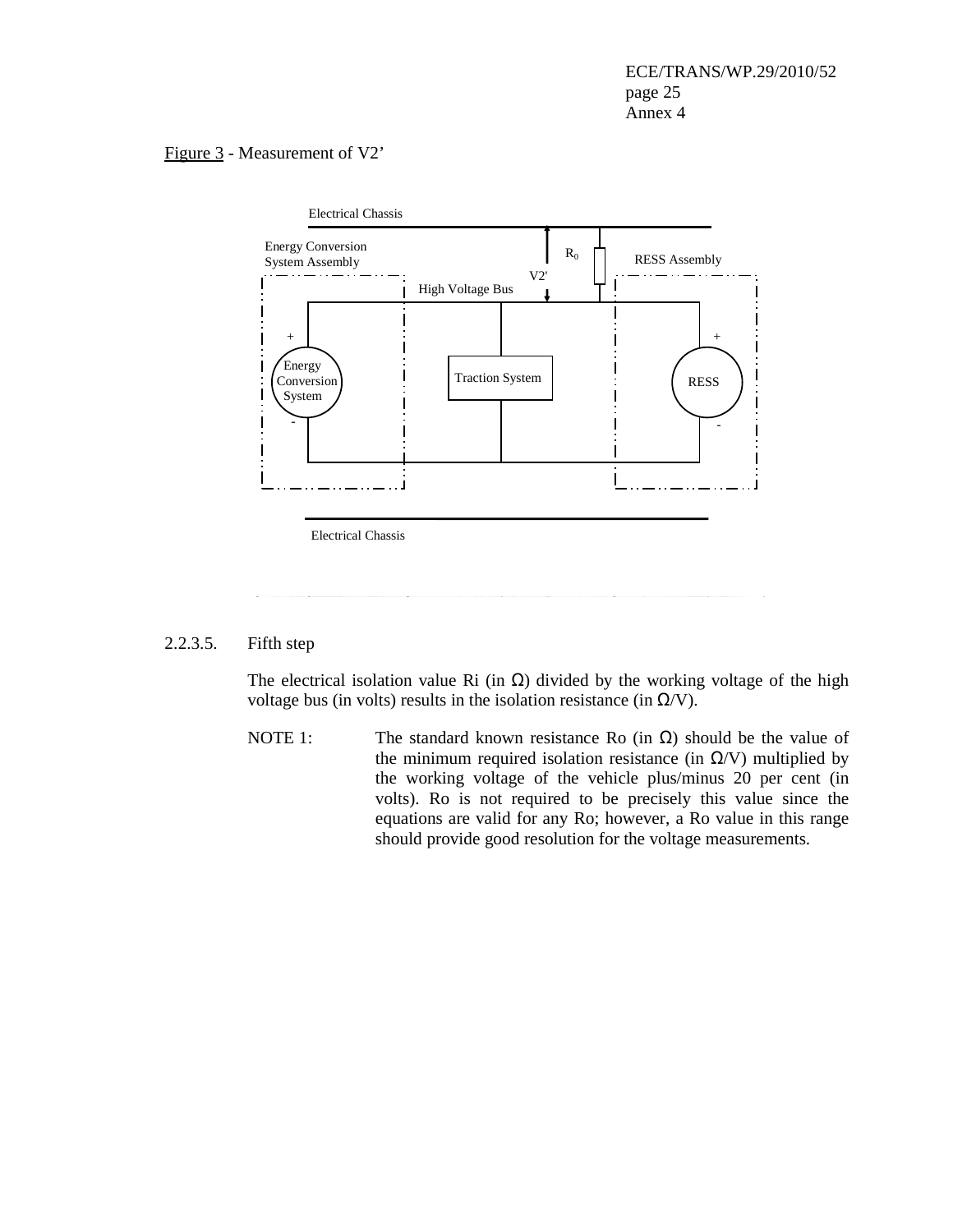Figure 3 - Measurement of V2'

Electrical Chassis

Energy Conversion System Assembly

$R_0$

RESS Assembly

V2'

High Voltage Bus

Energy Conversion System

Traction System

RESS

Electrical Chassis

2.2.3.5. Fifth step

The electrical isolation value Ri (in Ω) divided by the working voltage of the high voltage bus (in volts) results in the isolation resistance (in Ω/V).

NOTE 1: The standard known resistance Ro (in Ω) should be the value of the minimum required isolation resistance (in Ω/V) multiplied by the working voltage of the vehicle plus/minus 20 per cent (in volts). Ro is not required to be precisely this value since the equations are valid for any Ro; however, a Ro value in this range should provide good resolution for the voltage measurements.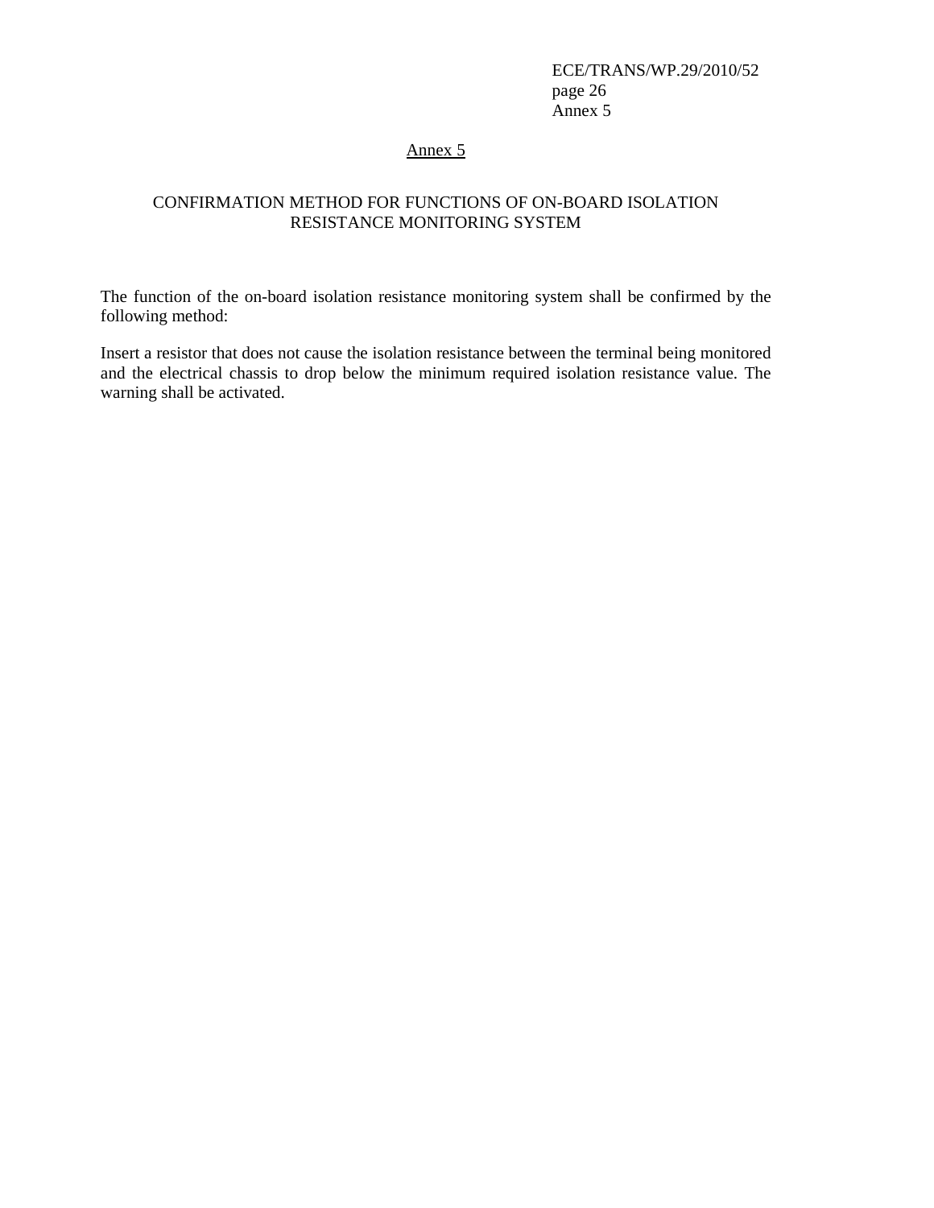# Annex 5

## CONFIRMATION METHOD FOR FUNCTIONS OF ON-BOARD ISOLATION RESISTANCE MONITORING SYSTEM

The function of the on-board isolation resistance monitoring system shall be confirmed by the following method:

Insert a resistor that does not cause the isolation resistance between the terminal being monitored and the electrical chassis to drop below the minimum required isolation resistance value. The warning shall be activated.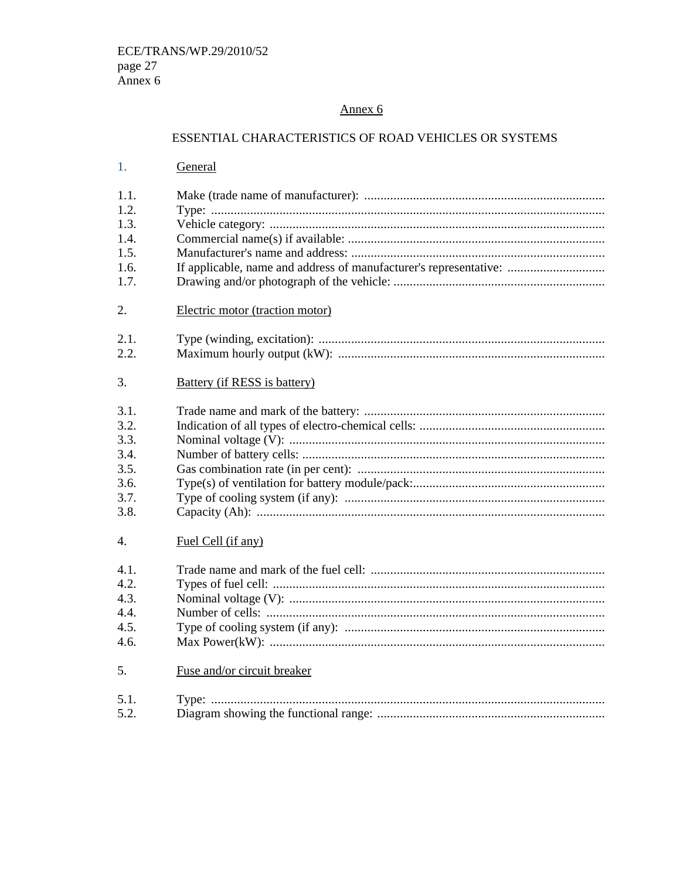## Annex 6

### ESSENTIAL CHARACTERISTICS OF ROAD VEHICLES OR SYSTEMS

1. General

1.1. Make (trade name of manufacturer): ..........................................................................
1.2. Type: ..........................................................................................................................
1.3. Vehicle category: .......................................................................................................
1.4. Commercial name(s) if available: ..............................................................................
1.5. Manufacturer's name and address: .............................................................................
1.6. If applicable, name and address of manufacturer's representative: ..............................
1.7. Drawing and/or photograph of the vehicle: .................................................................

2. Electric motor (traction motor)

2.1. Type (winding, excitation): ........................................................................................
2.2. Maximum hourly output (kW): ..................................................................................

3. Battery (if RESS is battery)

3.1. Trade name and mark of the battery: ..........................................................................
3.2. Indication of all types of electro-chemical cells: .........................................................
3.3. Nominal voltage (V): .................................................................................................
3.4. Number of battery cells: .............................................................................................
3.5. Gas combination rate (in per cent): ............................................................................
3.6. Type(s) of ventilation for battery module/pack:...........................................................
3.7. Type of cooling system (if any): ................................................................................
3.8. Capacity (Ah): ...........................................................................................................

4. Fuel Cell (if any)

4.1. Trade name and mark of the fuel cell: ........................................................................
4.2. Types of fuel cell: ......................................................................................................
4.3. Nominal voltage (V): .................................................................................................
4.4. Number of cells: ........................................................................................................
4.5. Type of cooling system (if any): ................................................................................
4.6. Max Power(kW): .......................................................................................................

5. Fuse and/or circuit breaker

5.1. Type: .........................................................................................................................
5.2. Diagram showing the functional range: ......................................................................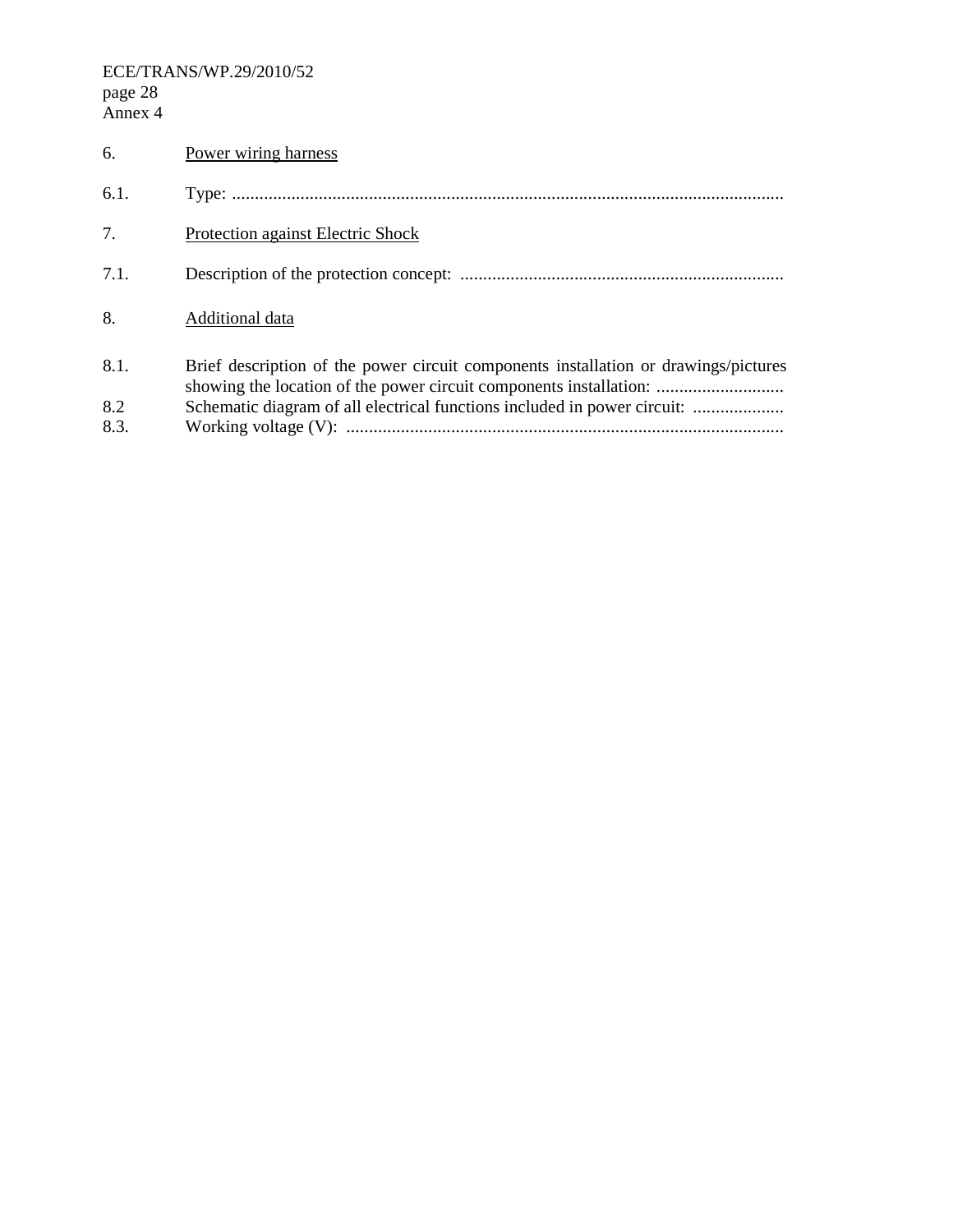6. Power wiring harness

6.1. Type: .........................................................................................................................

7. Protection against Electric Shock

7.1. Description of the protection concept: .......................................................................

8. Additional data

8.1. Brief description of the power circuit components installation or drawings/pictures showing the location of the power circuit components installation: ............................

8.2 Schematic diagram of all electrical functions included in power circuit: ....................

8.3. Working voltage (V): ................................................................................................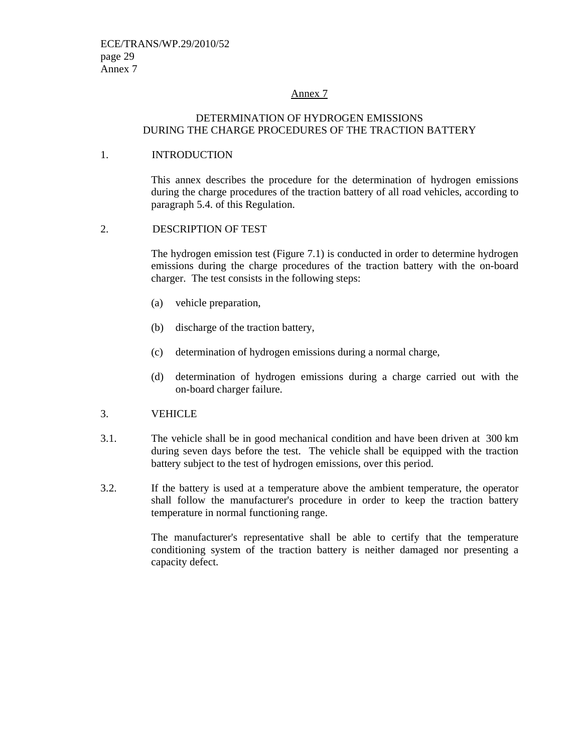## Annex 7

### DETERMINATION OF HYDROGEN EMISSIONS DURING THE CHARGE PROCEDURES OF THE TRACTION BATTERY

1. INTRODUCTION

This annex describes the procedure for the determination of hydrogen emissions during the charge procedures of the traction battery of all road vehicles, according to paragraph 5.4. of this Regulation.

2. DESCRIPTION OF TEST

The hydrogen emission test (Figure 7.1) is conducted in order to determine hydrogen emissions during the charge procedures of the traction battery with the on-board charger. The test consists in the following steps:

(a) vehicle preparation,

(b) discharge of the traction battery,

(c) determination of hydrogen emissions during a normal charge,

(d) determination of hydrogen emissions during a charge carried out with the on-board charger failure.

3. VEHICLE

3.1. The vehicle shall be in good mechanical condition and have been driven at 300 km during seven days before the test. The vehicle shall be equipped with the traction battery subject to the test of hydrogen emissions, over this period.

3.2. If the battery is used at a temperature above the ambient temperature, the operator shall follow the manufacturer's procedure in order to keep the traction battery temperature in normal functioning range.

The manufacturer's representative shall be able to certify that the temperature conditioning system of the traction battery is neither damaged nor presenting a capacity defect.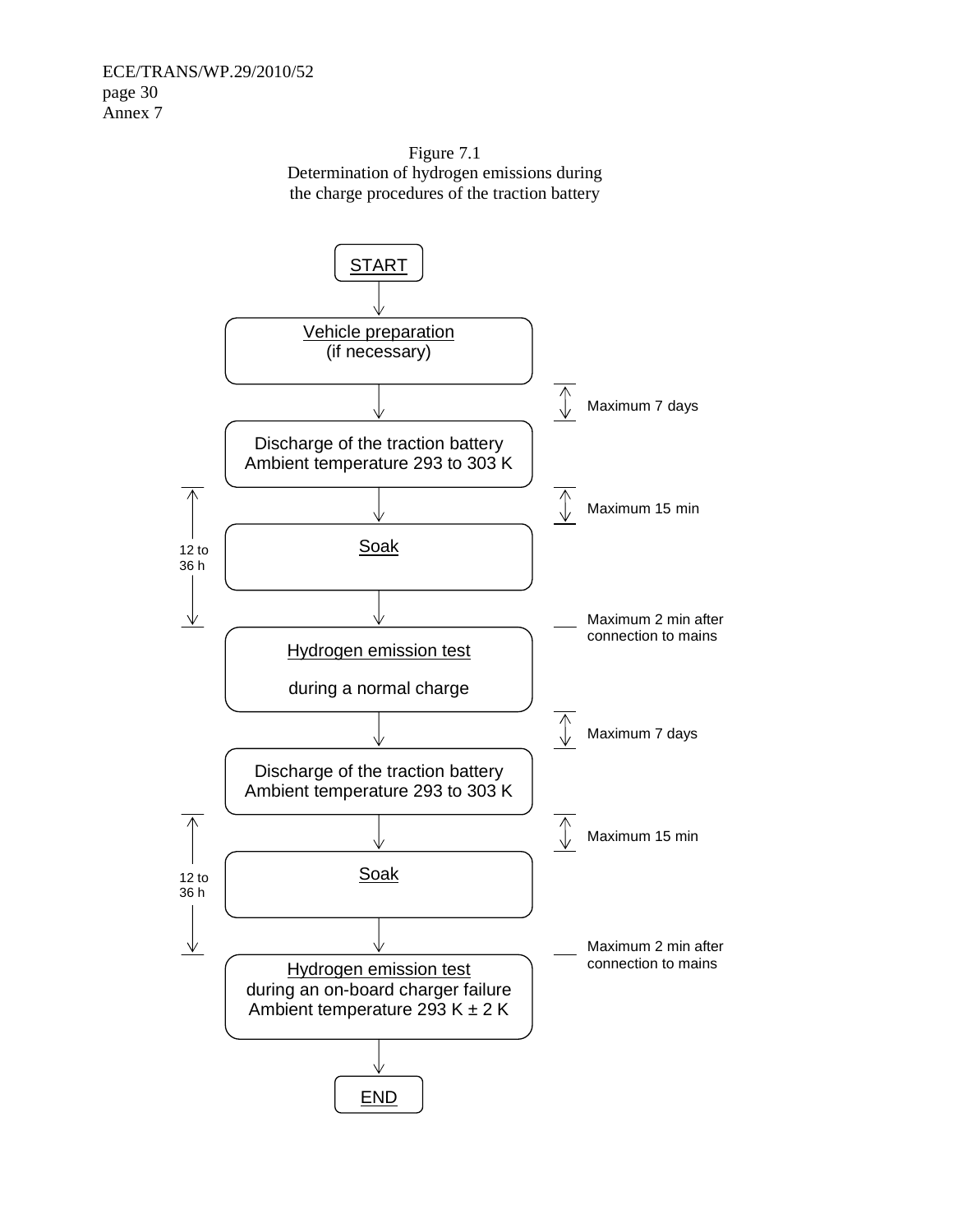Figure 7.1
Determination of hydrogen emissions during the charge procedures of the traction battery

START

↓

Vehicle preparation
(if necessary)

↓ — Maximum 7 days

Discharge of the traction battery
Ambient temperature 293 to 303 K

↓ — Maximum 15 min

Soak

(12 to 36 h)

↓ — Maximum 2 min after connection to mains

Hydrogen emission test

during a normal charge

↓ — Maximum 7 days

Discharge of the traction battery
Ambient temperature 293 to 303 K

↓ — Maximum 15 min

Soak

(12 to 36 h)

↓ — Maximum 2 min after connection to mains

Hydrogen emission test
during an on-board charger failure
Ambient temperature 293 K ± 2 K

↓

END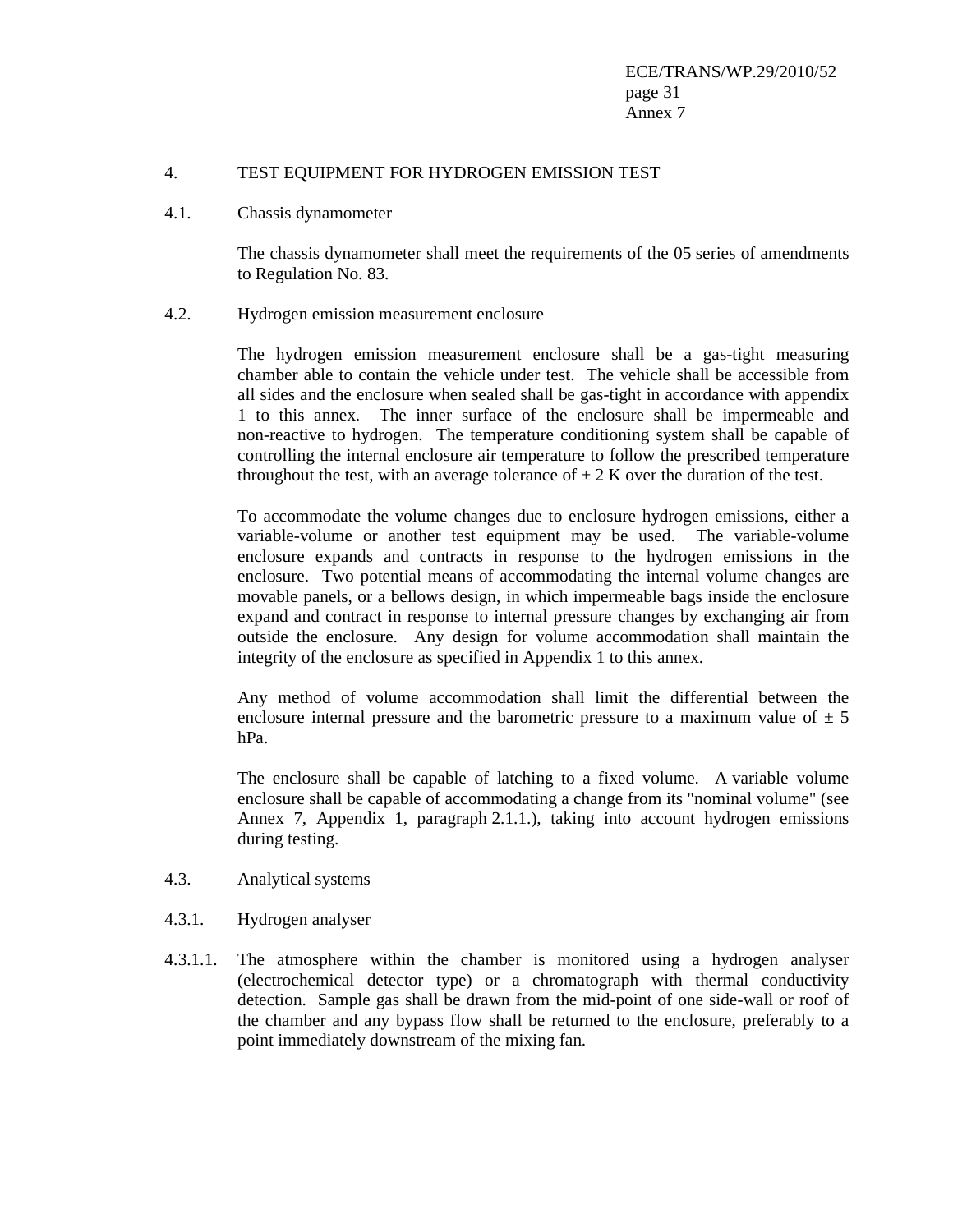4. TEST EQUIPMENT FOR HYDROGEN EMISSION TEST

4.1. Chassis dynamometer

The chassis dynamometer shall meet the requirements of the 05 series of amendments to Regulation No. 83.

4.2. Hydrogen emission measurement enclosure

The hydrogen emission measurement enclosure shall be a gas-tight measuring chamber able to contain the vehicle under test. The vehicle shall be accessible from all sides and the enclosure when sealed shall be gas-tight in accordance with appendix 1 to this annex. The inner surface of the enclosure shall be impermeable and non-reactive to hydrogen. The temperature conditioning system shall be capable of controlling the internal enclosure air temperature to follow the prescribed temperature throughout the test, with an average tolerance of ± 2 K over the duration of the test.

To accommodate the volume changes due to enclosure hydrogen emissions, either a variable-volume or another test equipment may be used. The variable-volume enclosure expands and contracts in response to the hydrogen emissions in the enclosure. Two potential means of accommodating the internal volume changes are movable panels, or a bellows design, in which impermeable bags inside the enclosure expand and contract in response to internal pressure changes by exchanging air from outside the enclosure. Any design for volume accommodation shall maintain the integrity of the enclosure as specified in Appendix 1 to this annex.

Any method of volume accommodation shall limit the differential between the enclosure internal pressure and the barometric pressure to a maximum value of ± 5 hPa.

The enclosure shall be capable of latching to a fixed volume. A variable volume enclosure shall be capable of accommodating a change from its "nominal volume" (see Annex 7, Appendix 1, paragraph 2.1.1.), taking into account hydrogen emissions during testing.

4.3. Analytical systems

4.3.1. Hydrogen analyser

4.3.1.1. The atmosphere within the chamber is monitored using a hydrogen analyser (electrochemical detector type) or a chromatograph with thermal conductivity detection. Sample gas shall be drawn from the mid-point of one side-wall or roof of the chamber and any bypass flow shall be returned to the enclosure, preferably to a point immediately downstream of the mixing fan.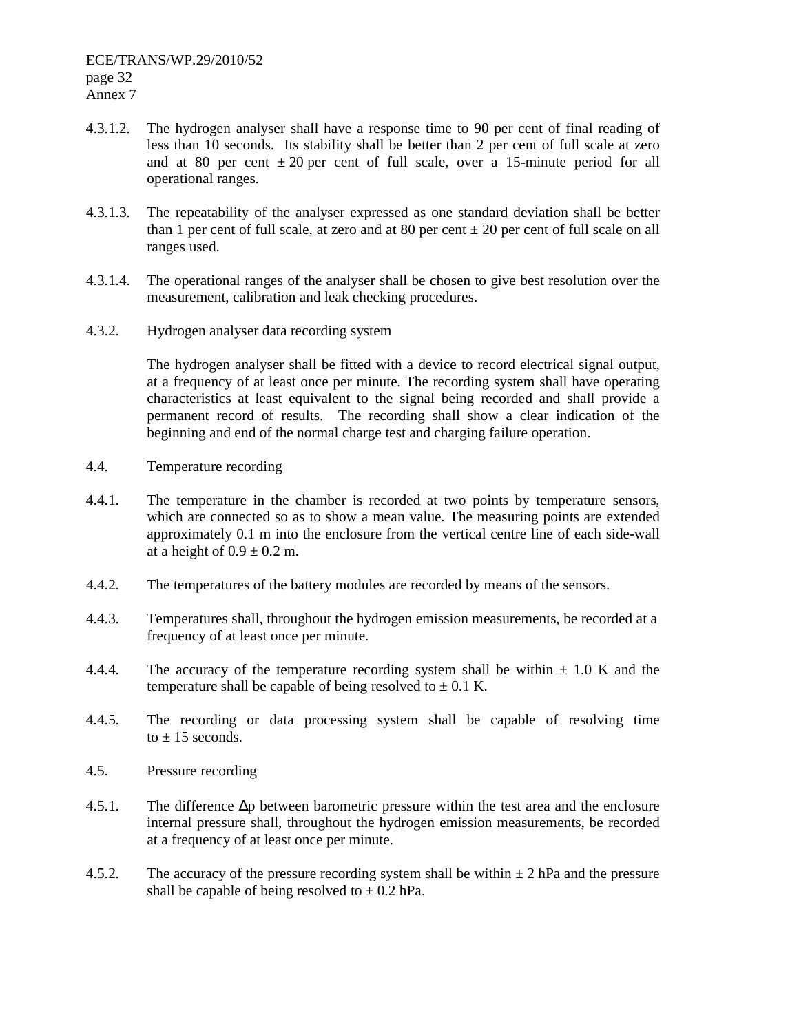4.3.1.2. The hydrogen analyser shall have a response time to 90 per cent of final reading of less than 10 seconds. Its stability shall be better than 2 per cent of full scale at zero and at 80 per cent ± 20 per cent of full scale, over a 15-minute period for all operational ranges.

4.3.1.3. The repeatability of the analyser expressed as one standard deviation shall be better than 1 per cent of full scale, at zero and at 80 per cent ± 20 per cent of full scale on all ranges used.

4.3.1.4. The operational ranges of the analyser shall be chosen to give best resolution over the measurement, calibration and leak checking procedures.

4.3.2. Hydrogen analyser data recording system

The hydrogen analyser shall be fitted with a device to record electrical signal output, at a frequency of at least once per minute. The recording system shall have operating characteristics at least equivalent to the signal being recorded and shall provide a permanent record of results. The recording shall show a clear indication of the beginning and end of the normal charge test and charging failure operation.

4.4. Temperature recording

4.4.1. The temperature in the chamber is recorded at two points by temperature sensors, which are connected so as to show a mean value. The measuring points are extended approximately 0.1 m into the enclosure from the vertical centre line of each side-wall at a height of 0.9 ± 0.2 m.

4.4.2. The temperatures of the battery modules are recorded by means of the sensors.

4.4.3. Temperatures shall, throughout the hydrogen emission measurements, be recorded at a frequency of at least once per minute.

4.4.4. The accuracy of the temperature recording system shall be within ± 1.0 K and the temperature shall be capable of being resolved to ± 0.1 K.

4.4.5. The recording or data processing system shall be capable of resolving time to ± 15 seconds.

4.5. Pressure recording

4.5.1. The difference $\Delta p$ between barometric pressure within the test area and the enclosure internal pressure shall, throughout the hydrogen emission measurements, be recorded at a frequency of at least once per minute.

4.5.2. The accuracy of the pressure recording system shall be within ± 2 hPa and the pressure shall be capable of being resolved to ± 0.2 hPa.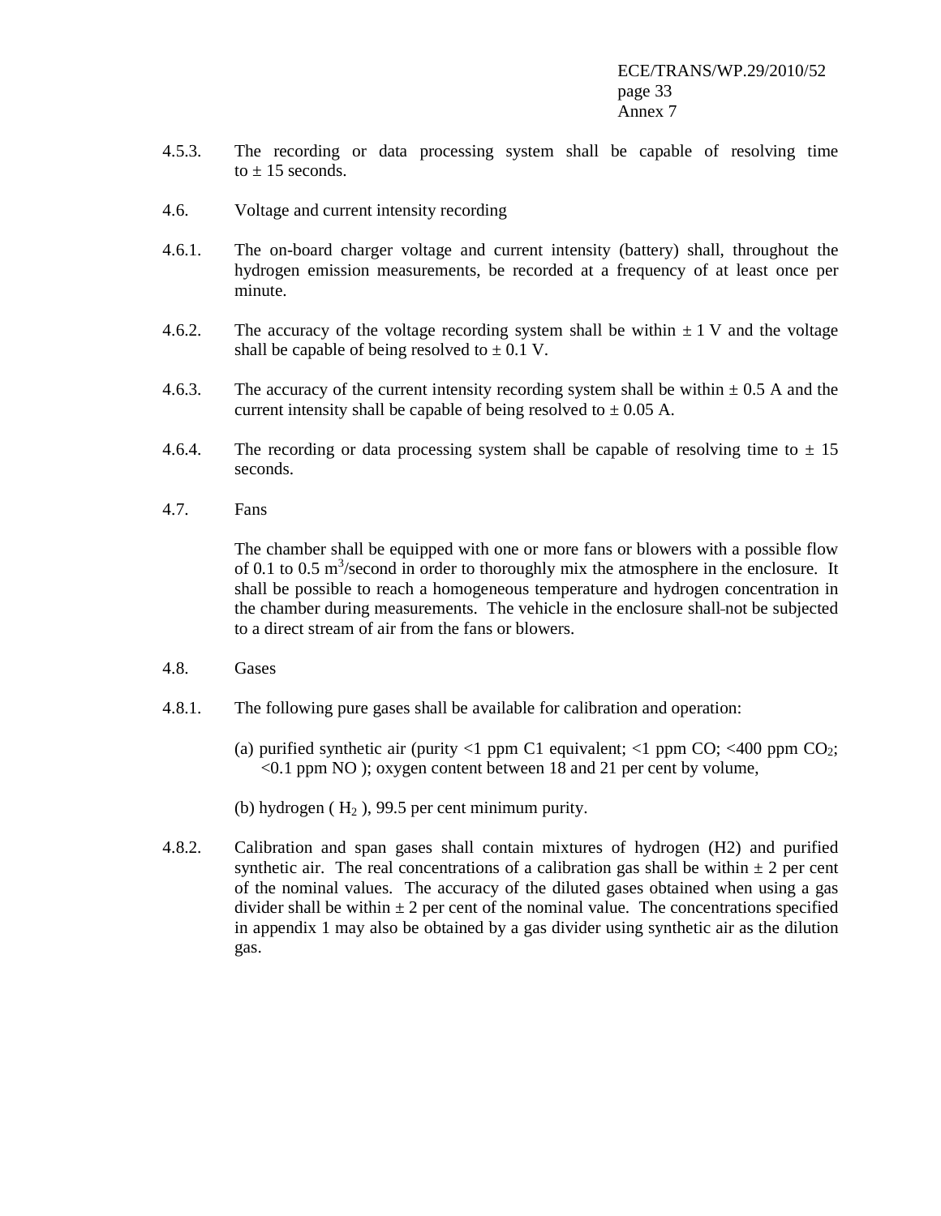4.5.3. The recording or data processing system shall be capable of resolving time to ± 15 seconds.

4.6. Voltage and current intensity recording

4.6.1. The on-board charger voltage and current intensity (battery) shall, throughout the hydrogen emission measurements, be recorded at a frequency of at least once per minute.

4.6.2. The accuracy of the voltage recording system shall be within ± 1 V and the voltage shall be capable of being resolved to ± 0.1 V.

4.6.3. The accuracy of the current intensity recording system shall be within ± 0.5 A and the current intensity shall be capable of being resolved to ± 0.05 A.

4.6.4. The recording or data processing system shall be capable of resolving time to ± 15 seconds.

4.7. Fans

The chamber shall be equipped with one or more fans or blowers with a possible flow of 0.1 to 0.5 $m^3$/second in order to thoroughly mix the atmosphere in the enclosure. It shall be possible to reach a homogeneous temperature and hydrogen concentration in the chamber during measurements. The vehicle in the enclosure shall not be subjected to a direct stream of air from the fans or blowers.

4.8. Gases

4.8.1. The following pure gases shall be available for calibration and operation:

(a) purified synthetic air (purity <1 ppm C1 equivalent; <1 ppm CO; <400 ppm $CO_2$; <0.1 ppm NO ); oxygen content between 18 and 21 per cent by volume,

(b) hydrogen ( $H_2$ ), 99.5 per cent minimum purity.

4.8.2. Calibration and span gases shall contain mixtures of hydrogen (H2) and purified synthetic air. The real concentrations of a calibration gas shall be within ± 2 per cent of the nominal values. The accuracy of the diluted gases obtained when using a gas divider shall be within ± 2 per cent of the nominal value. The concentrations specified in appendix 1 may also be obtained by a gas divider using synthetic air as the dilution gas.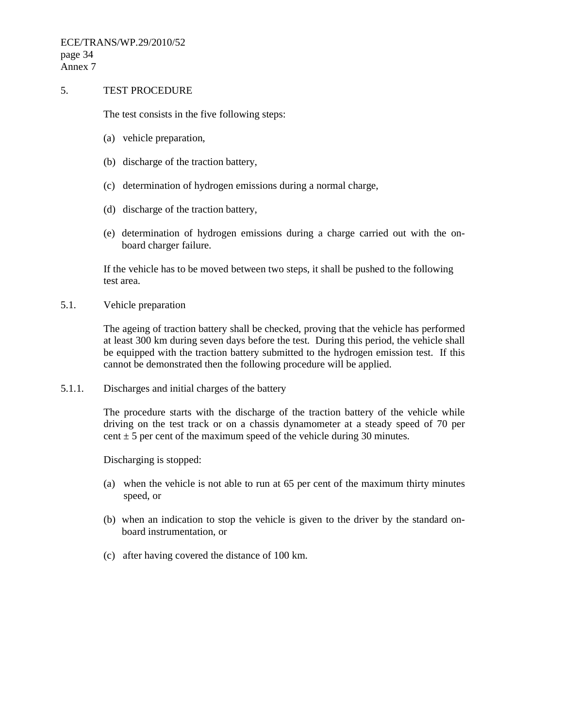## 5. TEST PROCEDURE

The test consists in the five following steps:

(a) vehicle preparation,

(b) discharge of the traction battery,

(c) determination of hydrogen emissions during a normal charge,

(d) discharge of the traction battery,

(e) determination of hydrogen emissions during a charge carried out with the on-board charger failure.

If the vehicle has to be moved between two steps, it shall be pushed to the following test area.

### 5.1. Vehicle preparation

The ageing of traction battery shall be checked, proving that the vehicle has performed at least 300 km during seven days before the test. During this period, the vehicle shall be equipped with the traction battery submitted to the hydrogen emission test. If this cannot be demonstrated then the following procedure will be applied.

#### 5.1.1. Discharges and initial charges of the battery

The procedure starts with the discharge of the traction battery of the vehicle while driving on the test track or on a chassis dynamometer at a steady speed of 70 per cent ± 5 per cent of the maximum speed of the vehicle during 30 minutes.

Discharging is stopped:

(a) when the vehicle is not able to run at 65 per cent of the maximum thirty minutes speed, or

(b) when an indication to stop the vehicle is given to the driver by the standard on-board instrumentation, or

(c) after having covered the distance of 100 km.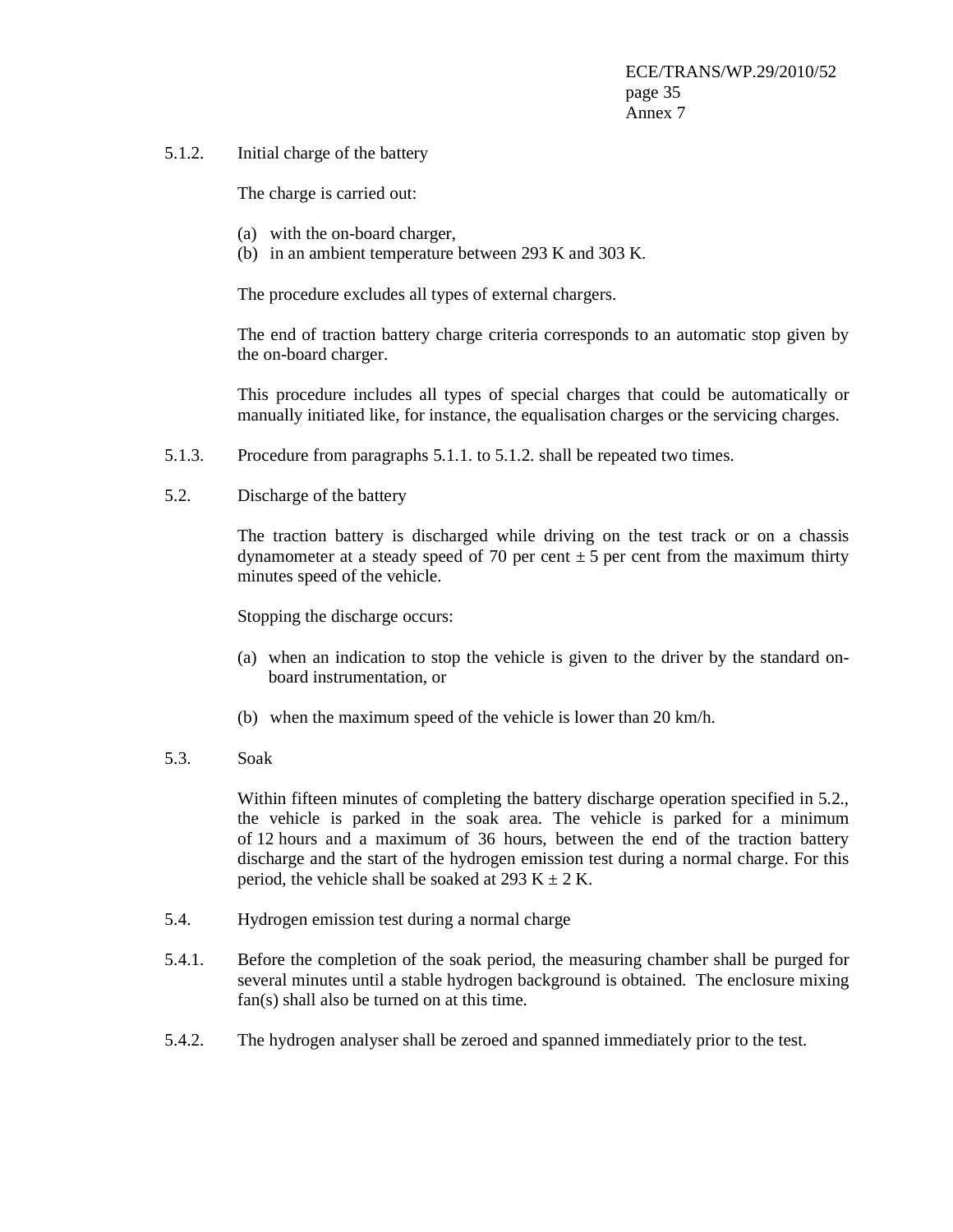5.1.2. Initial charge of the battery

The charge is carried out:

(a) with the on-board charger,
(b) in an ambient temperature between 293 K and 303 K.

The procedure excludes all types of external chargers.

The end of traction battery charge criteria corresponds to an automatic stop given by the on-board charger.

This procedure includes all types of special charges that could be automatically or manually initiated like, for instance, the equalisation charges or the servicing charges.

5.1.3. Procedure from paragraphs 5.1.1. to 5.1.2. shall be repeated two times.

5.2. Discharge of the battery

The traction battery is discharged while driving on the test track or on a chassis dynamometer at a steady speed of 70 per cent ± 5 per cent from the maximum thirty minutes speed of the vehicle.

Stopping the discharge occurs:

(a) when an indication to stop the vehicle is given to the driver by the standard on-board instrumentation, or

(b) when the maximum speed of the vehicle is lower than 20 km/h.

5.3. Soak

Within fifteen minutes of completing the battery discharge operation specified in 5.2., the vehicle is parked in the soak area. The vehicle is parked for a minimum of 12 hours and a maximum of 36 hours, between the end of the traction battery discharge and the start of the hydrogen emission test during a normal charge. For this period, the vehicle shall be soaked at 293 K ± 2 K.

5.4. Hydrogen emission test during a normal charge

5.4.1. Before the completion of the soak period, the measuring chamber shall be purged for several minutes until a stable hydrogen background is obtained. The enclosure mixing fan(s) shall also be turned on at this time.

5.4.2. The hydrogen analyser shall be zeroed and spanned immediately prior to the test.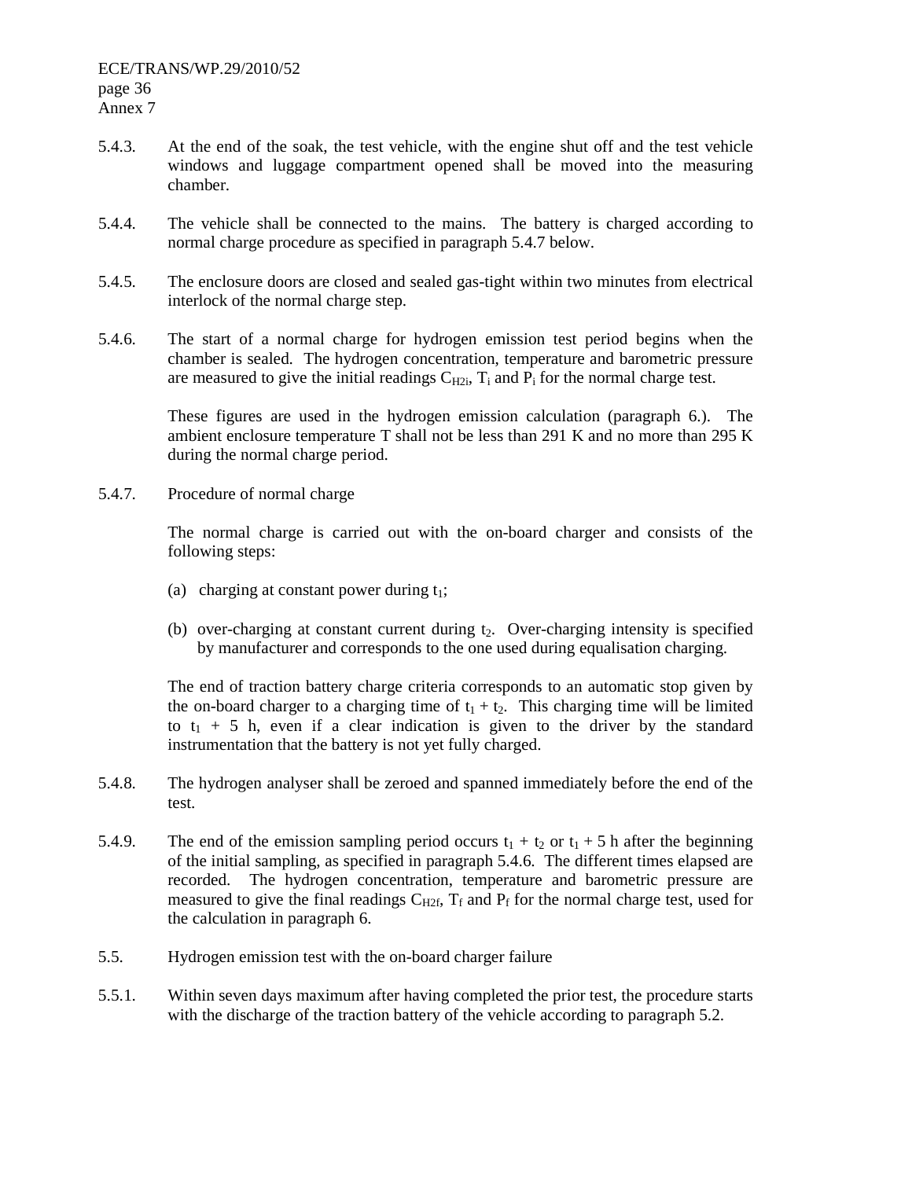5.4.3. At the end of the soak, the test vehicle, with the engine shut off and the test vehicle windows and luggage compartment opened shall be moved into the measuring chamber.

5.4.4. The vehicle shall be connected to the mains. The battery is charged according to normal charge procedure as specified in paragraph 5.4.7 below.

5.4.5. The enclosure doors are closed and sealed gas-tight within two minutes from electrical interlock of the normal charge step.

5.4.6. The start of a normal charge for hydrogen emission test period begins when the chamber is sealed. The hydrogen concentration, temperature and barometric pressure are measured to give the initial readings $C_{H2i}$, $T_i$ and $P_i$ for the normal charge test.

These figures are used in the hydrogen emission calculation (paragraph 6.). The ambient enclosure temperature T shall not be less than 291 K and no more than 295 K during the normal charge period.

5.4.7. Procedure of normal charge

The normal charge is carried out with the on-board charger and consists of the following steps:

(a) charging at constant power during $t_1$;

(b) over-charging at constant current during $t_2$. Over-charging intensity is specified by manufacturer and corresponds to the one used during equalisation charging.

The end of traction battery charge criteria corresponds to an automatic stop given by the on-board charger to a charging time of $t_1 + t_2$. This charging time will be limited to $t_1$ + 5 h, even if a clear indication is given to the driver by the standard instrumentation that the battery is not yet fully charged.

5.4.8. The hydrogen analyser shall be zeroed and spanned immediately before the end of the test.

5.4.9. The end of the emission sampling period occurs $t_1 + t_2$ or $t_1$ + 5 h after the beginning of the initial sampling, as specified in paragraph 5.4.6. The different times elapsed are recorded. The hydrogen concentration, temperature and barometric pressure are measured to give the final readings $C_{H2f}$, $T_f$ and $P_f$ for the normal charge test, used for the calculation in paragraph 6.

5.5. Hydrogen emission test with the on-board charger failure

5.5.1. Within seven days maximum after having completed the prior test, the procedure starts with the discharge of the traction battery of the vehicle according to paragraph 5.2.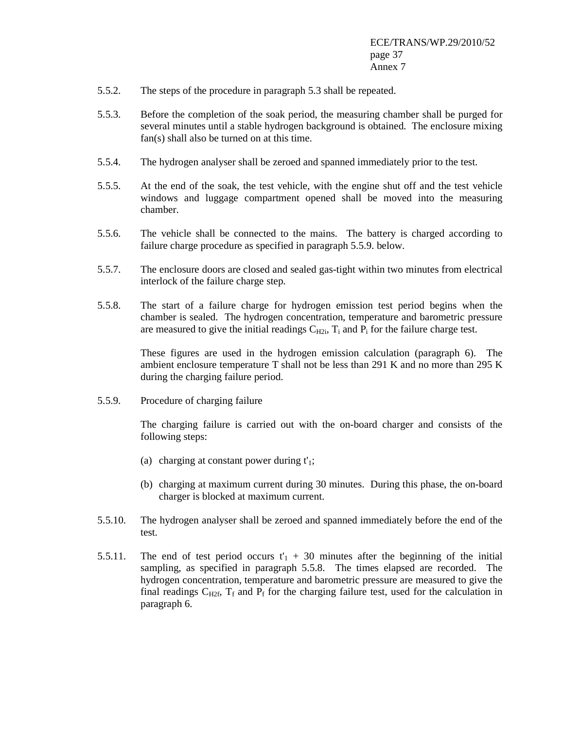5.5.2. The steps of the procedure in paragraph 5.3 shall be repeated.

5.5.3. Before the completion of the soak period, the measuring chamber shall be purged for several minutes until a stable hydrogen background is obtained. The enclosure mixing fan(s) shall also be turned on at this time.

5.5.4. The hydrogen analyser shall be zeroed and spanned immediately prior to the test.

5.5.5. At the end of the soak, the test vehicle, with the engine shut off and the test vehicle windows and luggage compartment opened shall be moved into the measuring chamber.

5.5.6. The vehicle shall be connected to the mains. The battery is charged according to failure charge procedure as specified in paragraph 5.5.9. below.

5.5.7. The enclosure doors are closed and sealed gas-tight within two minutes from electrical interlock of the failure charge step.

5.5.8. The start of a failure charge for hydrogen emission test period begins when the chamber is sealed. The hydrogen concentration, temperature and barometric pressure are measured to give the initial readings $C_{H2i}$, $T_i$ and $P_i$ for the failure charge test.

These figures are used in the hydrogen emission calculation (paragraph 6). The ambient enclosure temperature T shall not be less than 291 K and no more than 295 K during the charging failure period.

5.5.9. Procedure of charging failure

The charging failure is carried out with the on-board charger and consists of the following steps:

(a) charging at constant power during $t'_1$;

(b) charging at maximum current during 30 minutes. During this phase, the on-board charger is blocked at maximum current.

5.5.10. The hydrogen analyser shall be zeroed and spanned immediately before the end of the test.

5.5.11. The end of test period occurs $t'_1$ + 30 minutes after the beginning of the initial sampling, as specified in paragraph 5.5.8. The times elapsed are recorded. The hydrogen concentration, temperature and barometric pressure are measured to give the final readings $C_{H2f}$, $T_f$ and $P_f$ for the charging failure test, used for the calculation in paragraph 6.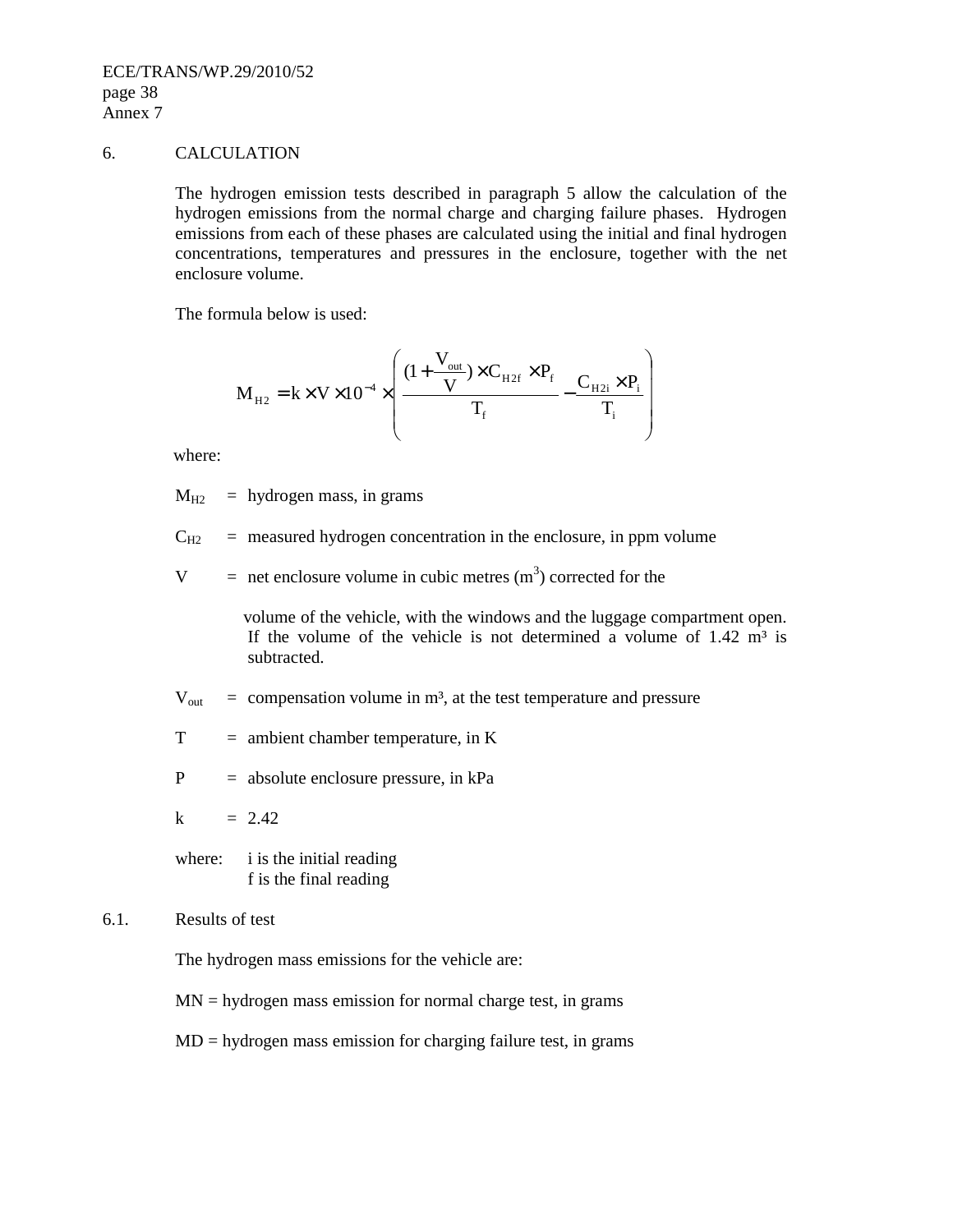## 6. CALCULATION

The hydrogen emission tests described in paragraph 5 allow the calculation of the hydrogen emissions from the normal charge and charging failure phases. Hydrogen emissions from each of these phases are calculated using the initial and final hydrogen concentrations, temperatures and pressures in the enclosure, together with the net enclosure volume.

The formula below is used:

$$M_{H2} = k \times V \times 10^{-4} \times \left( \frac{(1 + \frac{V_{out}}{V}) \times C_{H2f} \times P_f}{T_f} - \frac{C_{H2i} \times P_i}{T_i} \right)$$

where:

$M_{H2}$ = hydrogen mass, in grams

$C_{H2}$ = measured hydrogen concentration in the enclosure, in ppm volume

$V$ = net enclosure volume in cubic metres ($m^3$) corrected for the volume of the vehicle, with the windows and the luggage compartment open. If the volume of the vehicle is not determined a volume of 1.42 $m^3$ is subtracted.

$V_{out}$ = compensation volume in $m^3$, at the test temperature and pressure

$T$ = ambient chamber temperature, in K

$P$ = absolute enclosure pressure, in kPa

$k$ = 2.42

where: i is the initial reading
f is the final reading

### 6.1. Results of test

The hydrogen mass emissions for the vehicle are:

MN = hydrogen mass emission for normal charge test, in grams

MD = hydrogen mass emission for charging failure test, in grams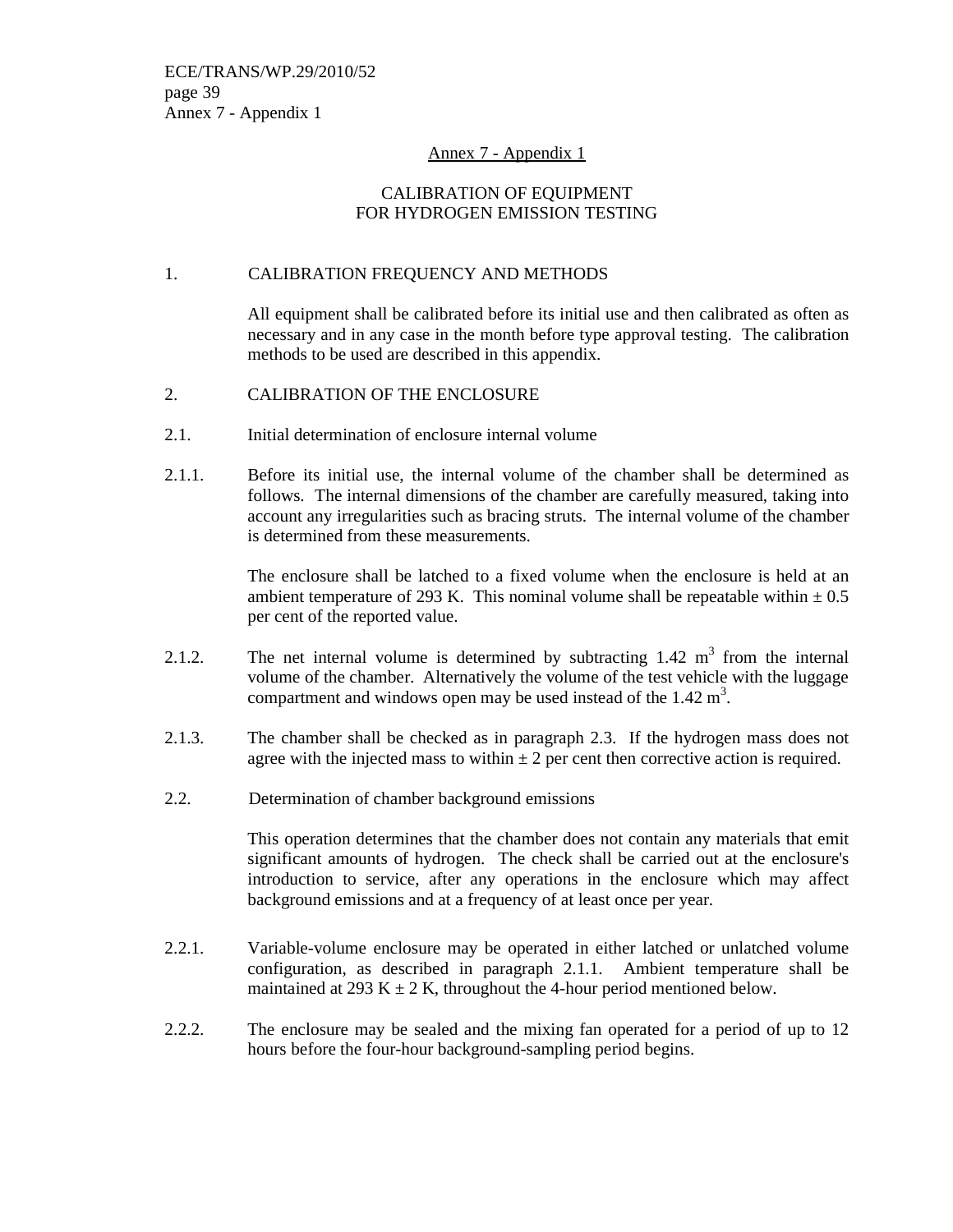## Annex 7 - Appendix 1

### CALIBRATION OF EQUIPMENT FOR HYDROGEN EMISSION TESTING

1. CALIBRATION FREQUENCY AND METHODS

All equipment shall be calibrated before its initial use and then calibrated as often as necessary and in any case in the month before type approval testing. The calibration methods to be used are described in this appendix.

2. CALIBRATION OF THE ENCLOSURE

2.1. Initial determination of enclosure internal volume

2.1.1. Before its initial use, the internal volume of the chamber shall be determined as follows. The internal dimensions of the chamber are carefully measured, taking into account any irregularities such as bracing struts. The internal volume of the chamber is determined from these measurements.

The enclosure shall be latched to a fixed volume when the enclosure is held at an ambient temperature of 293 K. This nominal volume shall be repeatable within ± 0.5 per cent of the reported value.

2.1.2. The net internal volume is determined by subtracting 1.42 $m^3$ from the internal volume of the chamber. Alternatively the volume of the test vehicle with the luggage compartment and windows open may be used instead of the 1.42 $m^3$.

2.1.3. The chamber shall be checked as in paragraph 2.3. If the hydrogen mass does not agree with the injected mass to within ± 2 per cent then corrective action is required.

2.2. Determination of chamber background emissions

This operation determines that the chamber does not contain any materials that emit significant amounts of hydrogen. The check shall be carried out at the enclosure's introduction to service, after any operations in the enclosure which may affect background emissions and at a frequency of at least once per year.

2.2.1. Variable-volume enclosure may be operated in either latched or unlatched volume configuration, as described in paragraph 2.1.1. Ambient temperature shall be maintained at 293 K ± 2 K, throughout the 4-hour period mentioned below.

2.2.2. The enclosure may be sealed and the mixing fan operated for a period of up to 12 hours before the four-hour background-sampling period begins.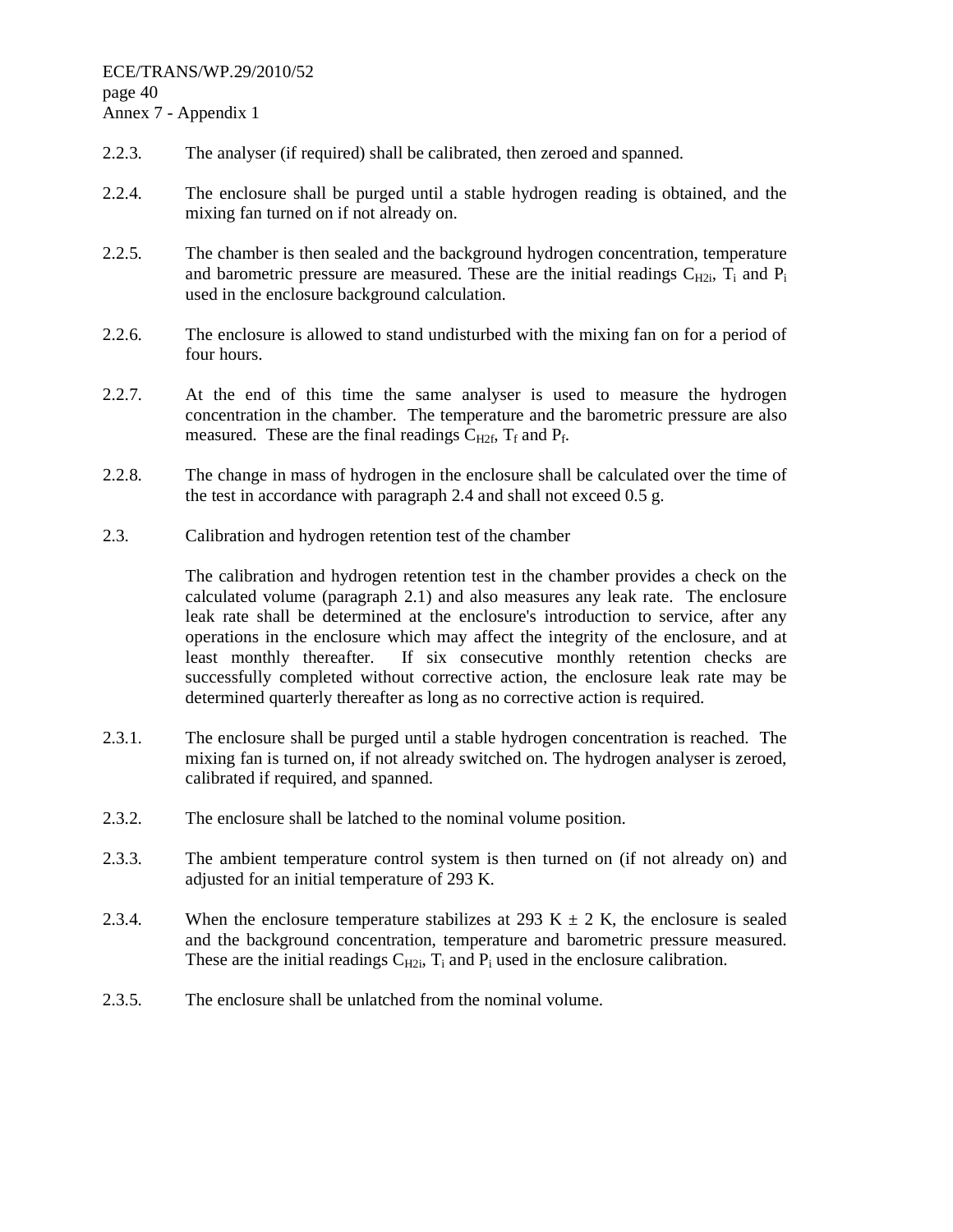2.2.3. The analyser (if required) shall be calibrated, then zeroed and spanned.

2.2.4. The enclosure shall be purged until a stable hydrogen reading is obtained, and the mixing fan turned on if not already on.

2.2.5. The chamber is then sealed and the background hydrogen concentration, temperature and barometric pressure are measured. These are the initial readings $C_{H2i}$, $T_i$ and $P_i$ used in the enclosure background calculation.

2.2.6. The enclosure is allowed to stand undisturbed with the mixing fan on for a period of four hours.

2.2.7. At the end of this time the same analyser is used to measure the hydrogen concentration in the chamber. The temperature and the barometric pressure are also measured. These are the final readings $C_{H2f}$, $T_f$ and $P_f$.

2.2.8. The change in mass of hydrogen in the enclosure shall be calculated over the time of the test in accordance with paragraph 2.4 and shall not exceed 0.5 g.

2.3. Calibration and hydrogen retention test of the chamber

The calibration and hydrogen retention test in the chamber provides a check on the calculated volume (paragraph 2.1) and also measures any leak rate. The enclosure leak rate shall be determined at the enclosure's introduction to service, after any operations in the enclosure which may affect the integrity of the enclosure, and at least monthly thereafter. If six consecutive monthly retention checks are successfully completed without corrective action, the enclosure leak rate may be determined quarterly thereafter as long as no corrective action is required.

2.3.1. The enclosure shall be purged until a stable hydrogen concentration is reached. The mixing fan is turned on, if not already switched on. The hydrogen analyser is zeroed, calibrated if required, and spanned.

2.3.2. The enclosure shall be latched to the nominal volume position.

2.3.3. The ambient temperature control system is then turned on (if not already on) and adjusted for an initial temperature of 293 K.

2.3.4. When the enclosure temperature stabilizes at 293 K ± 2 K, the enclosure is sealed and the background concentration, temperature and barometric pressure measured. These are the initial readings $C_{H2i}$, $T_i$ and $P_i$ used in the enclosure calibration.

2.3.5. The enclosure shall be unlatched from the nominal volume.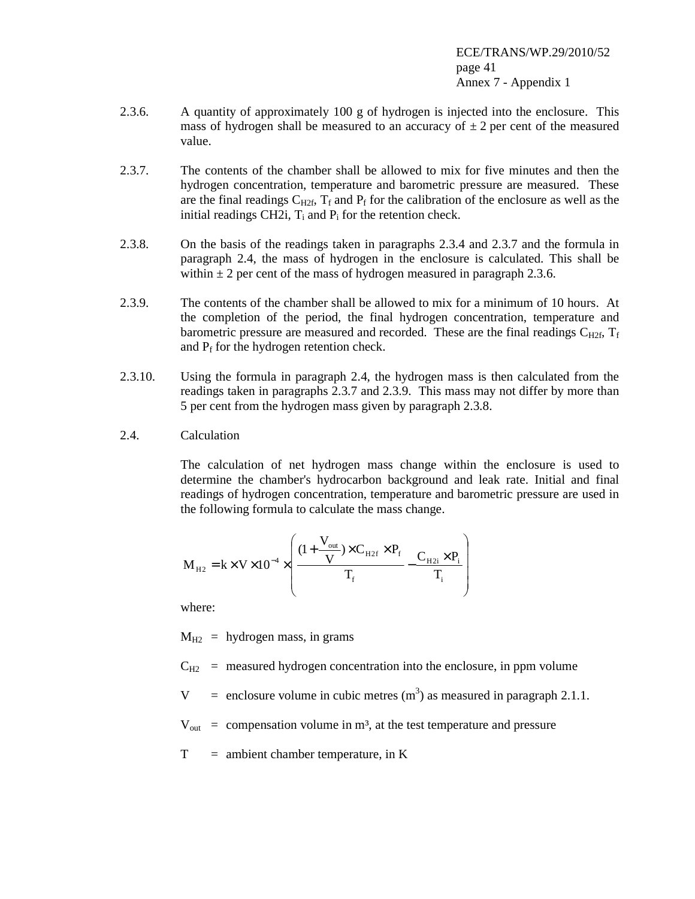2.3.6. A quantity of approximately 100 g of hydrogen is injected into the enclosure. This mass of hydrogen shall be measured to an accuracy of ± 2 per cent of the measured value.

2.3.7. The contents of the chamber shall be allowed to mix for five minutes and then the hydrogen concentration, temperature and barometric pressure are measured. These are the final readings $C_{H2f}$, $T_f$ and $P_f$ for the calibration of the enclosure as well as the initial readings CH2i, $T_i$ and $P_i$ for the retention check.

2.3.8. On the basis of the readings taken in paragraphs 2.3.4 and 2.3.7 and the formula in paragraph 2.4, the mass of hydrogen in the enclosure is calculated. This shall be within ± 2 per cent of the mass of hydrogen measured in paragraph 2.3.6.

2.3.9. The contents of the chamber shall be allowed to mix for a minimum of 10 hours. At the completion of the period, the final hydrogen concentration, temperature and barometric pressure are measured and recorded. These are the final readings $C_{H2f}$, $T_f$ and $P_f$ for the hydrogen retention check.

2.3.10. Using the formula in paragraph 2.4, the hydrogen mass is then calculated from the readings taken in paragraphs 2.3.7 and 2.3.9. This mass may not differ by more than 5 per cent from the hydrogen mass given by paragraph 2.3.8.

2.4. Calculation

The calculation of net hydrogen mass change within the enclosure is used to determine the chamber's hydrocarbon background and leak rate. Initial and final readings of hydrogen concentration, temperature and barometric pressure are used in the following formula to calculate the mass change.

$$M_{H2} = k \times V \times 10^{-4} \times \left( \frac{(1 + \frac{V_{out}}{V}) \times C_{H2f} \times P_f}{T_f} - \frac{C_{H2i} \times P_i}{T_i} \right)$$

where:

$M_{H2}$ = hydrogen mass, in grams

$C_{H2}$ = measured hydrogen concentration into the enclosure, in ppm volume

$V$ = enclosure volume in cubic metres ($m^3$) as measured in paragraph 2.1.1.

$V_{out}$ = compensation volume in $m^3$, at the test temperature and pressure

$T$ = ambient chamber temperature, in K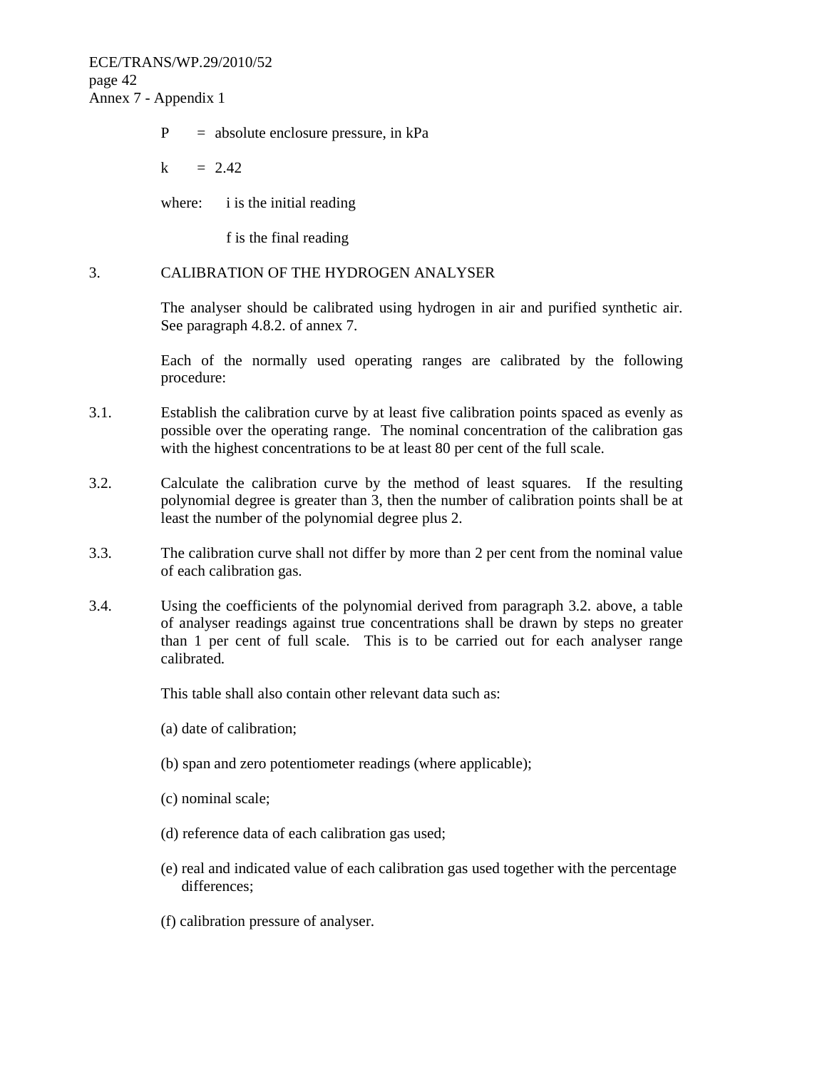$P$ = absolute enclosure pressure, in kPa

$k$ = 2.42

where: $i$ is the initial reading

$f$ is the final reading

## 3. CALIBRATION OF THE HYDROGEN ANALYSER

The analyser should be calibrated using hydrogen in air and purified synthetic air. See paragraph 4.8.2. of annex 7.

Each of the normally used operating ranges are calibrated by the following procedure:

3.1. Establish the calibration curve by at least five calibration points spaced as evenly as possible over the operating range. The nominal concentration of the calibration gas with the highest concentrations to be at least 80 per cent of the full scale.

3.2. Calculate the calibration curve by the method of least squares. If the resulting polynomial degree is greater than 3, then the number of calibration points shall be at least the number of the polynomial degree plus 2.

3.3. The calibration curve shall not differ by more than 2 per cent from the nominal value of each calibration gas.

3.4. Using the coefficients of the polynomial derived from paragraph 3.2. above, a table of analyser readings against true concentrations shall be drawn by steps no greater than 1 per cent of full scale. This is to be carried out for each analyser range calibrated.

This table shall also contain other relevant data such as:

(a) date of calibration;

(b) span and zero potentiometer readings (where applicable);

(c) nominal scale;

(d) reference data of each calibration gas used;

(e) real and indicated value of each calibration gas used together with the percentage differences;

(f) calibration pressure of analyser.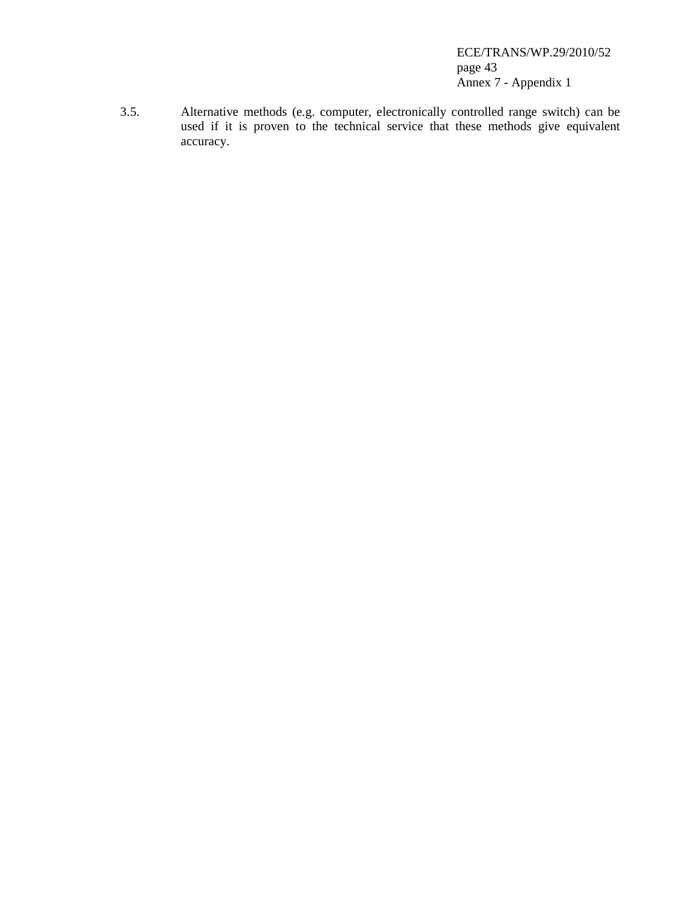3.5. Alternative methods (e.g. computer, electronically controlled range switch) can be used if it is proven to the technical service that these methods give equivalent accuracy.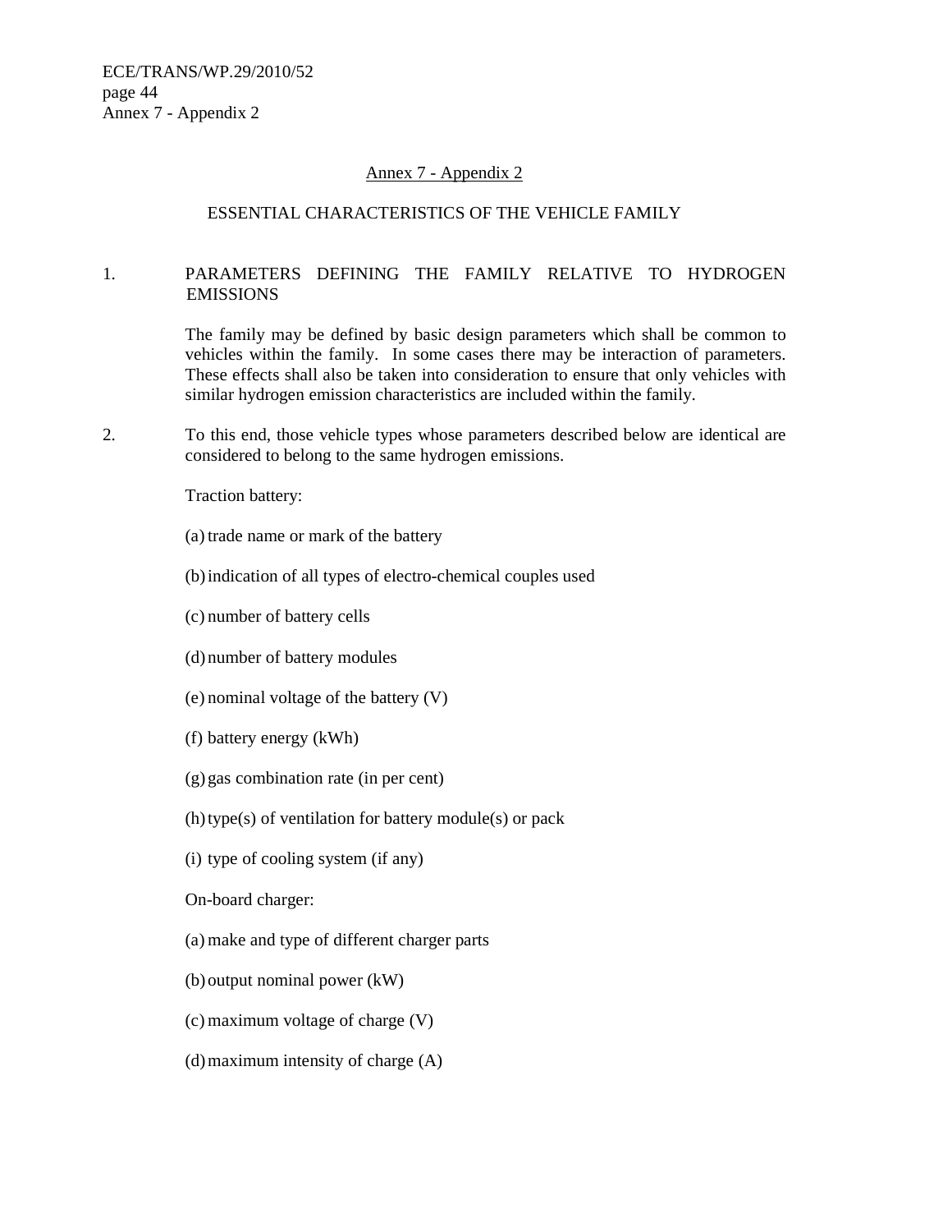## Annex 7 - Appendix 2

## ESSENTIAL CHARACTERISTICS OF THE VEHICLE FAMILY

1. PARAMETERS DEFINING THE FAMILY RELATIVE TO HYDROGEN EMISSIONS

   The family may be defined by basic design parameters which shall be common to vehicles within the family. In some cases there may be interaction of parameters. These effects shall also be taken into consideration to ensure that only vehicles with similar hydrogen emission characteristics are included within the family.

2. To this end, those vehicle types whose parameters described below are identical are considered to belong to the same hydrogen emissions.

   Traction battery:

   (a) trade name or mark of the battery

   (b) indication of all types of electro-chemical couples used

   (c) number of battery cells

   (d) number of battery modules

   (e) nominal voltage of the battery (V)

   (f) battery energy (kWh)

   (g) gas combination rate (in per cent)

   (h) type(s) of ventilation for battery module(s) or pack

   (i) type of cooling system (if any)

   On-board charger:

   (a) make and type of different charger parts

   (b) output nominal power (kW)

   (c) maximum voltage of charge (V)

   (d) maximum intensity of charge (A)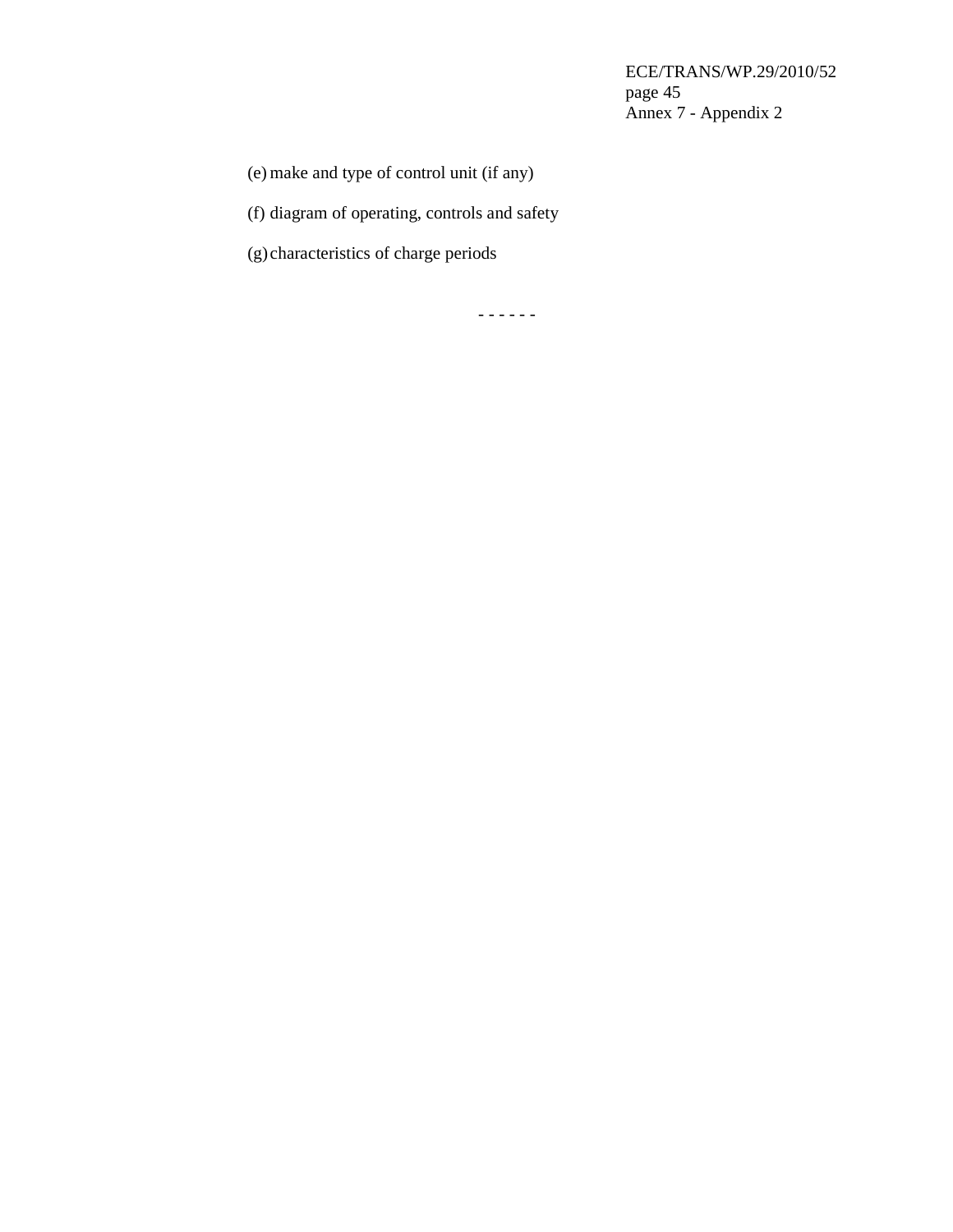(e) make and type of control unit (if any)

(f) diagram of operating, controls and safety

(g) characteristics of charge periods

- - - - - -